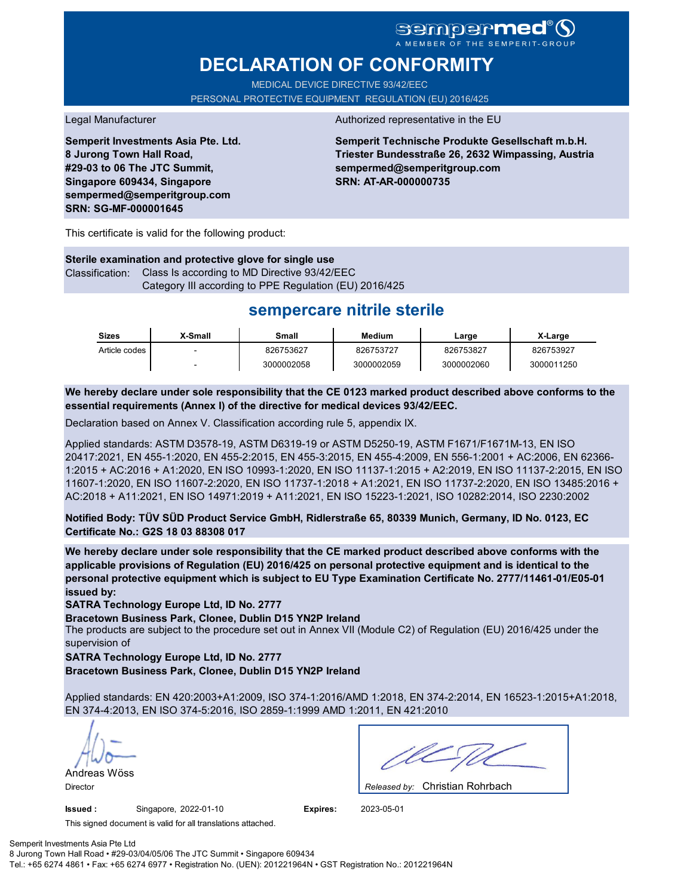semper**med**®
A MEMBER OF THE SEMPERIT-GROUP

# DECLARATION OF CONFORMITY

MEDICAL DEVICE DIRECTIVE 93/42/EEC
PERSONAL PROTECTIVE EQUIPMENT REGULATION (EU) 2016/425

Legal Manufacturer

**Semperit Investments Asia Pte. Ltd.**
**8 Jurong Town Hall Road,**
**#29-03 to 06 The JTC Summit,**
**Singapore 609434, Singapore**
**sempermed@semperitgroup.com**
**SRN: SG-MF-000001645**

Authorized representative in the EU

**Semperit Technische Produkte Gesellschaft m.b.H.**
**Triester Bundesstraße 26, 2632 Wimpassing, Austria**
**sempermed@semperitgroup.com**
**SRN: AT-AR-000000735**

This certificate is valid for the following product:

**Sterile examination and protective glove for single use**
Classification: Class Is according to MD Directive 93/42/EEC
Category III according to PPE Regulation (EU) 2016/425

## sempercare nitrile sterile

| Sizes | X-Small | Small | Medium | Large | X-Large |
|---|---|---|---|---|---|
| Article codes | - | 826753627 | 826753727 | 826753827 | 826753927 |
| | - | 3000002058 | 3000002059 | 3000002060 | 3000011250 |

**We hereby declare under sole responsibility that the CE 0123 marked product described above conforms to the essential requirements (Annex I) of the directive for medical devices 93/42/EEC.**

Declaration based on Annex V. Classification according rule 5, appendix IX.

Applied standards: ASTM D3578-19, ASTM D6319-19 or ASTM D5250-19, ASTM F1671/F1671M-13, EN ISO 20417:2021, EN 455-1:2020, EN 455-2:2015, EN 455-3:2015, EN 455-4:2009, EN 556-1:2001 + AC:2006, EN 62366-1:2015 + AC:2016 + A1:2020, EN ISO 10993-1:2020, EN ISO 11137-1:2015 + A2:2019, EN ISO 11137-2:2015, EN ISO 11607-1:2020, EN ISO 11607-2:2020, EN ISO 11737-1:2018 + A1:2021, EN ISO 11737-2:2020, EN ISO 13485:2016 + AC:2018 + A11:2021, EN ISO 14971:2019 + A11:2021, EN ISO 15223-1:2021, ISO 10282:2014, ISO 2230:2002

**Notified Body: TÜV SÜD Product Service GmbH, Ridlerstraße 65, 80339 Munich, Germany, ID No. 0123, EC Certificate No.: G2S 18 03 88308 017**

**We hereby declare under sole responsibility that the CE marked product described above conforms with the applicable provisions of Regulation (EU) 2016/425 on personal protective equipment and is identical to the personal protective equipment which is subject to EU Type Examination Certificate No. 2777/11461-01/E05-01 issued by:**

**SATRA Technology Europe Ltd, ID No. 2777**
**Bracetown Business Park, Clonee, Dublin D15 YN2P Ireland**

The products are subject to the procedure set out in Annex VII (Module C2) of Regulation (EU) 2016/425 under the supervision of

**SATRA Technology Europe Ltd, ID No. 2777**
**Bracetown Business Park, Clonee, Dublin D15 YN2P Ireland**

Applied standards: EN 420:2003+A1:2009, ISO 374-1:2016/AMD 1:2018, EN 374-2:2014, EN 16523-1:2015+A1:2018, EN 374-4:2013, EN ISO 374-5:2016, ISO 2859-1:1999 AMD 1:2011, EN 421:2010

Andreas Wöss
Director

*Released by:* Christian Rohrbach

**Issued :** Singapore, 2022-01-10 **Expires:** 2023-05-01

This signed document is valid for all translations attached.

Semperit Investments Asia Pte Ltd
8 Jurong Town Hall Road • #29-03/04/05/06 The JTC Summit • Singapore 609434
Tel.: +65 6274 4861 • Fax: +65 6274 6977 • Registration No. (UEN): 201221964N • GST Registration No.: 201221964N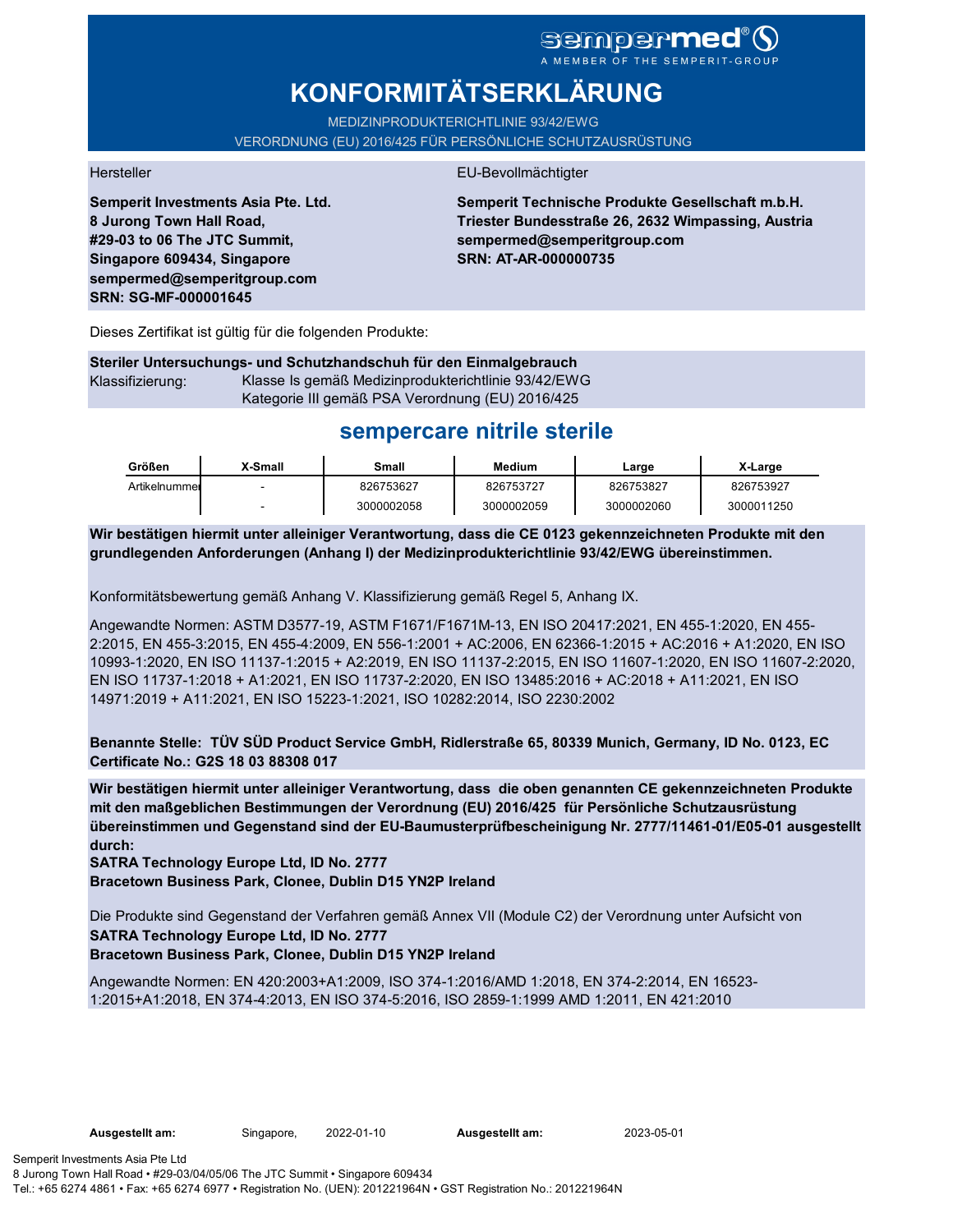sempermed®
A MEMBER OF THE SEMPERIT-GROUP

# KONFORMITÄTSERKLÄRUNG

MEDIZINPRODUKTERICHTLINIE 93/42/EWG
VERORDNUNG (EU) 2016/425 FÜR PERSÖNLICHE SCHUTZAUSRÜSTUNG

Hersteller

**Semperit Investments Asia Pte. Ltd.
8 Jurong Town Hall Road,
#29-03 to 06 The JTC Summit,
Singapore 609434, Singapore
sempermed@semperitgroup.com
SRN: SG-MF-000001645**

EU-Bevollmächtigter

**Semperit Technische Produkte Gesellschaft m.b.H.
Triester Bundesstraße 26, 2632 Wimpassing, Austria
sempermed@semperitgroup.com
SRN: AT-AR-000000735**

Dieses Zertifikat ist gültig für die folgenden Produkte:

**Steriler Untersuchungs- und Schutzhandschuh für den Einmalgebrauch**
Klassifizierung: Klasse Is gemäß Medizinprodukterichtlinie 93/42/EWG
Kategorie III gemäß PSA Verordnung (EU) 2016/425

## sempercare nitrile sterile

| Größen | X-Small | Small | Medium | Large | X-Large |
|---|---|---|---|---|---|
| Artikelnummer | - | 826753627 | 826753727 | 826753827 | 826753927 |
| | - | 3000002058 | 3000002059 | 3000002060 | 3000011250 |

**Wir bestätigen hiermit unter alleiniger Verantwortung, dass die CE 0123 gekennzeichneten Produkte mit den grundlegenden Anforderungen (Anhang I) der Medizinprodukterichtlinie 93/42/EWG übereinstimmen.**

Konformitätsbewertung gemäß Anhang V. Klassifizierung gemäß Regel 5, Anhang IX.

Angewandte Normen: ASTM D3577-19, ASTM F1671/F1671M-13, EN ISO 20417:2021, EN 455-1:2020, EN 455-2:2015, EN 455-3:2015, EN 455-4:2009, EN 556-1:2001 + AC:2006, EN 62366-1:2015 + AC:2016 + A1:2020, EN ISO 10993-1:2020, EN ISO 11137-1:2015 + A2:2019, EN ISO 11137-2:2015, EN ISO 11607-1:2020, EN ISO 11607-2:2020, EN ISO 11737-1:2018 + A1:2021, EN ISO 11737-2:2020, EN ISO 13485:2016 + AC:2018 + A11:2021, EN ISO 14971:2019 + A11:2021, EN ISO 15223-1:2021, ISO 10282:2014, ISO 2230:2002

**Benannte Stelle: TÜV SÜD Product Service GmbH, Ridlerstraße 65, 80339 Munich, Germany, ID No. 0123, EC Certificate No.: G2S 18 03 88308 017**

**Wir bestätigen hiermit unter alleiniger Verantwortung, dass die oben genannten CE gekennzeichneten Produkte mit den maßgeblichen Bestimmungen der Verordnung (EU) 2016/425 für Persönliche Schutzausrüstung übereinstimmen und Gegenstand sind der EU-Baumusterprüfbescheinigung Nr. 2777/11461-01/E05-01 ausgestellt durch:
SATRA Technology Europe Ltd, ID No. 2777
Bracetown Business Park, Clonee, Dublin D15 YN2P Ireland**

Die Produkte sind Gegenstand der Verfahren gemäß Annex VII (Module C2) der Verordnung unter Aufsicht von
**SATRA Technology Europe Ltd, ID No. 2777
Bracetown Business Park, Clonee, Dublin D15 YN2P Ireland**

Angewandte Normen: EN 420:2003+A1:2009, ISO 374-1:2016/AMD 1:2018, EN 374-2:2014, EN 16523-1:2015+A1:2018, EN 374-4:2013, EN ISO 374-5:2016, ISO 2859-1:1999 AMD 1:2011, EN 421:2010

**Ausgestellt am:** Singapore, 2022-01-10 **Ausgestellt am:** 2023-05-01

Semperit Investments Asia Pte Ltd
8 Jurong Town Hall Road • #29-03/04/05/06 The JTC Summit • Singapore 609434
Tel.: +65 6274 4861 • Fax: +65 6274 6977 • Registration No. (UEN): 201221964N • GST Registration No.: 201221964N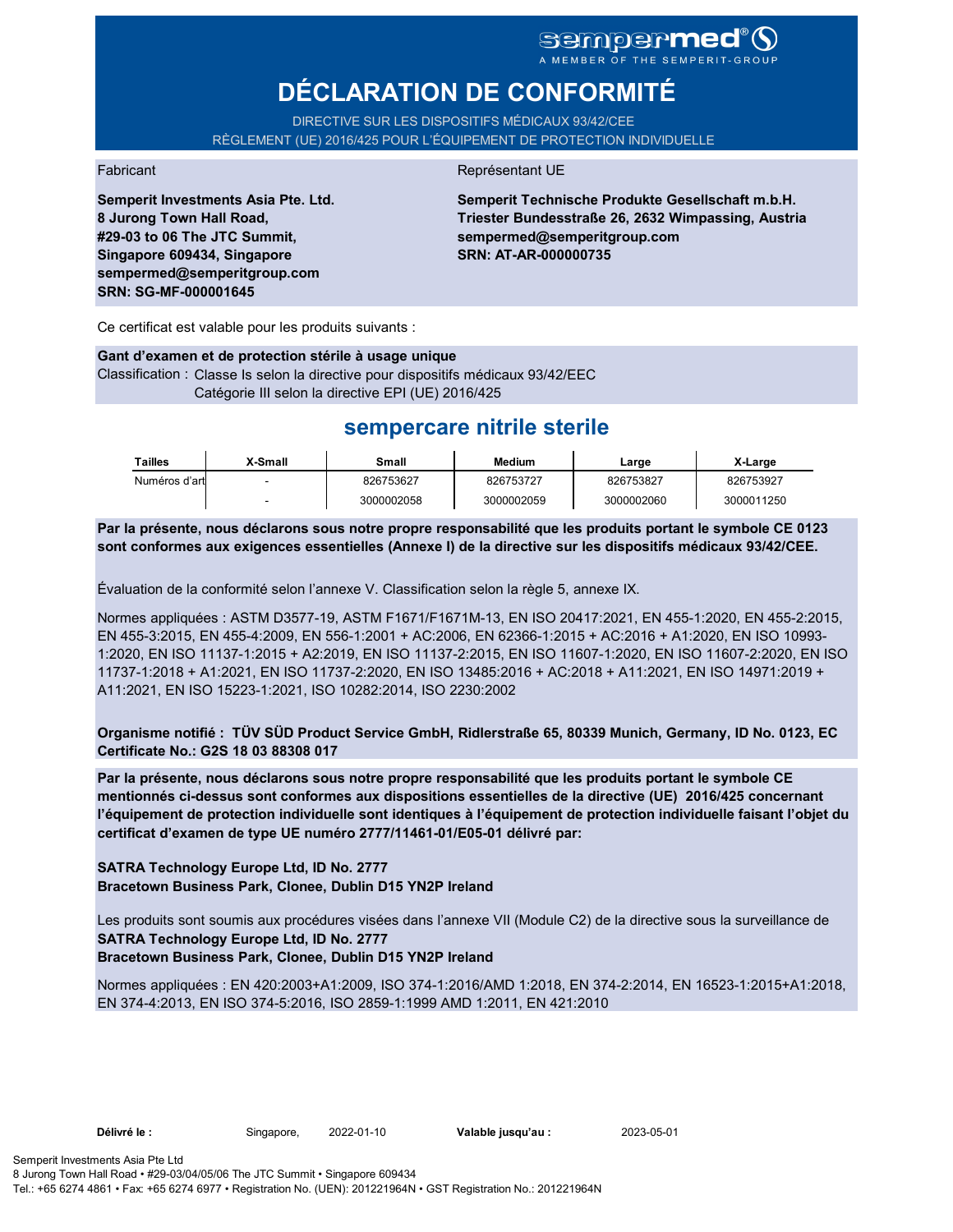**sempermed®**
A MEMBER OF THE SEMPERIT-GROUP

# DÉCLARATION DE CONFORMITÉ

DIRECTIVE SUR LES DISPOSITIFS MÉDICAUX 93/42/CEE
RÈGLEMENT (UE) 2016/425 POUR L'ÉQUIPEMENT DE PROTECTION INDIVIDUELLE

Fabricant

**Semperit Investments Asia Pte. Ltd.**
**8 Jurong Town Hall Road,**
**#29-03 to 06 The JTC Summit,**
**Singapore 609434, Singapore**
**sempermed@semperitgroup.com**
**SRN: SG-MF-000001645**

Représentant UE

**Semperit Technische Produkte Gesellschaft m.b.H.**
**Triester Bundesstraße 26, 2632 Wimpassing, Austria**
**sempermed@semperitgroup.com**
**SRN: AT-AR-000000735**

Ce certificat est valable pour les produits suivants :

**Gant d'examen et de protection stérile à usage unique**
Classification : Classe Is selon la directive pour dispositifs médicaux 93/42/EEC
Catégorie III selon la directive EPI (UE) 2016/425

## sempercare nitrile sterile

| Tailles | X-Small | Small | Medium | Large | X-Large |
|---|---|---|---|---|---|
| Numéros d'art | - | 826753627 | 826753727 | 826753827 | 826753927 |
| | - | 3000002058 | 3000002059 | 3000002060 | 3000011250 |

**Par la présente, nous déclarons sous notre propre responsabilité que les produits portant le symbole CE 0123 sont conformes aux exigences essentielles (Annexe I) de la directive sur les dispositifs médicaux 93/42/CEE.**

Évaluation de la conformité selon l'annexe V. Classification selon la règle 5, annexe IX.

Normes appliquées : ASTM D3577-19, ASTM F1671/F1671M-13, EN ISO 20417:2021, EN 455-1:2020, EN 455-2:2015, EN 455-3:2015, EN 455-4:2009, EN 556-1:2001 + AC:2006, EN 62366-1:2015 + AC:2016 + A1:2020, EN ISO 10993-1:2020, EN ISO 11137-1:2015 + A2:2019, EN ISO 11137-2:2015, EN ISO 11607-1:2020, EN ISO 11607-2:2020, EN ISO 11737-1:2018 + A1:2021, EN ISO 11737-2:2020, EN ISO 13485:2016 + AC:2018 + A11:2021, EN ISO 14971:2019 + A11:2021, EN ISO 15223-1:2021, ISO 10282:2014, ISO 2230:2002

**Organisme notifié : TÜV SÜD Product Service GmbH, Ridlerstraße 65, 80339 Munich, Germany, ID No. 0123, EC Certificate No.: G2S 18 03 88308 017**

**Par la présente, nous déclarons sous notre propre responsabilité que les produits portant le symbole CE mentionnés ci-dessus sont conformes aux dispositions essentielles de la directive (UE) 2016/425 concernant l'équipement de protection individuelle sont identiques à l'équipement de protection individuelle faisant l'objet du certificat d'examen de type UE numéro 2777/11461-01/E05-01 délivré par:**

**SATRA Technology Europe Ltd, ID No. 2777**
**Bracetown Business Park, Clonee, Dublin D15 YN2P Ireland**

Les produits sont soumis aux procédures visées dans l'annexe VII (Module C2) de la directive sous la surveillance de
**SATRA Technology Europe Ltd, ID No. 2777**
**Bracetown Business Park, Clonee, Dublin D15 YN2P Ireland**

Normes appliquées : EN 420:2003+A1:2009, ISO 374-1:2016/AMD 1:2018, EN 374-2:2014, EN 16523-1:2015+A1:2018, EN 374-4:2013, EN ISO 374-5:2016, ISO 2859-1:1999 AMD 1:2011, EN 421:2010

**Délivré le :** Singapore, 2022-01-10 **Valable jusqu'au :** 2023-05-01

Semperit Investments Asia Pte Ltd
8 Jurong Town Hall Road • #29-03/04/05/06 The JTC Summit • Singapore 609434
Tel.: +65 6274 4861 • Fax: +65 6274 6977 • Registration No. (UEN): 201221964N • GST Registration No.: 201221964N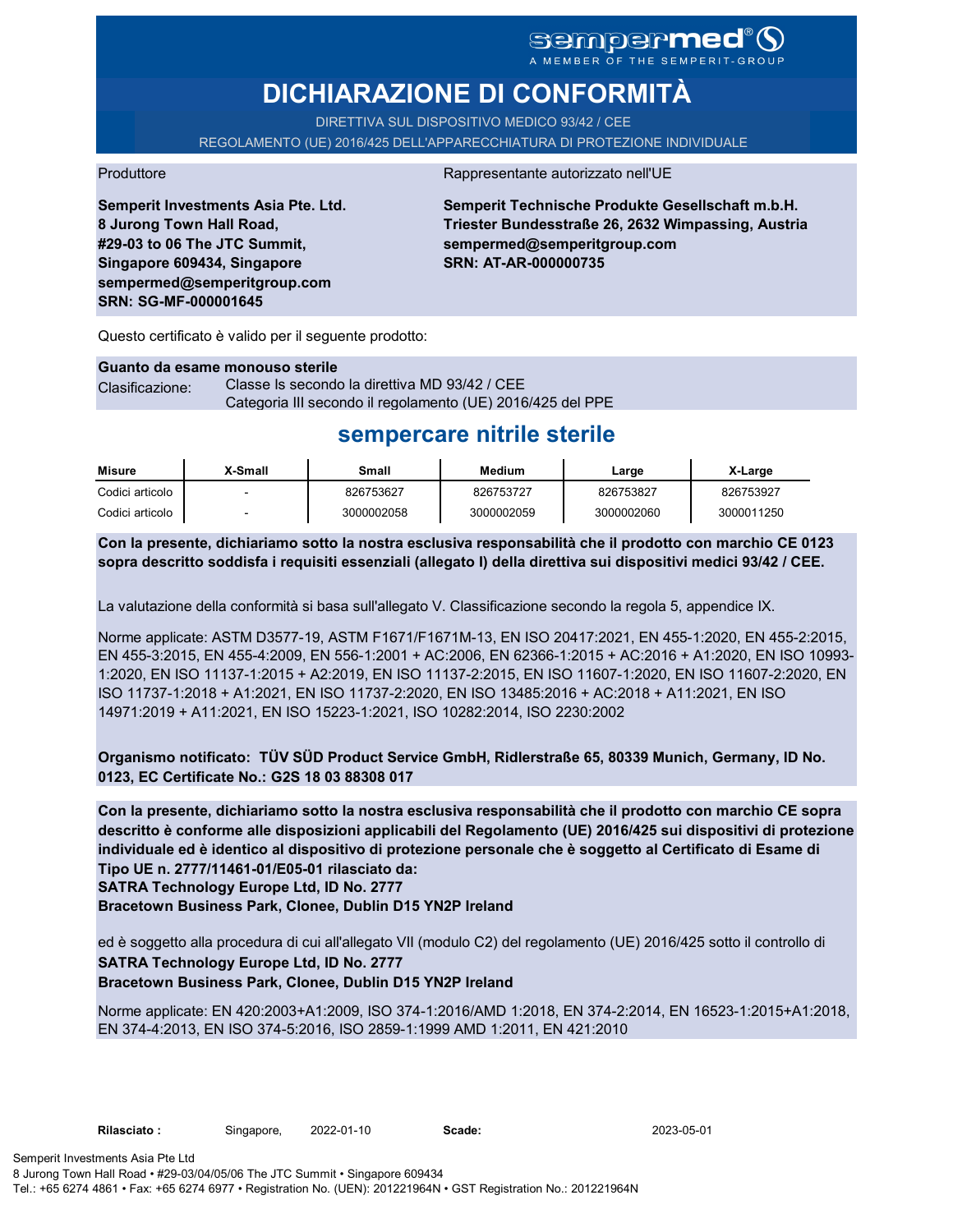sempermed®
A MEMBER OF THE SEMPERIT-GROUP

# DICHIARAZIONE DI CONFORMITÀ

DIRETTIVA SUL DISPOSITIVO MEDICO 93/42 / CEE

REGOLAMENTO (UE) 2016/425 DELL'APPARECCHIATURA DI PROTEZIONE INDIVIDUALE

Produttore

**Semperit Investments Asia Pte. Ltd.**
**8 Jurong Town Hall Road,**
**#29-03 to 06 The JTC Summit,**
**Singapore 609434, Singapore**
**sempermed@semperitgroup.com**
**SRN: SG-MF-000001645**

Rappresentante autorizzato nell'UE

**Semperit Technische Produkte Gesellschaft m.b.H.**
**Triester Bundesstraße 26, 2632 Wimpassing, Austria**
**sempermed@semperitgroup.com**
**SRN: AT-AR-000000735**

Questo certificato è valido per il seguente prodotto:

**Guanto da esame monouso sterile**

Clasificazione: Classe Is secondo la direttiva MD 93/42 / CEE
Categoria III secondo il regolamento (UE) 2016/425 del PPE

## sempercare nitrile sterile

| Misure | X-Small | Small | Medium | Large | X-Large |
|---|---|---|---|---|---|
| Codici articolo | - | 826753627 | 826753727 | 826753827 | 826753927 |
| Codici articolo | - | 3000002058 | 3000002059 | 3000002060 | 3000011250 |

**Con la presente, dichiariamo sotto la nostra esclusiva responsabilità che il prodotto con marchio CE 0123 sopra descritto soddisfa i requisiti essenziali (allegato I) della direttiva sui dispositivi medici 93/42 / CEE.**

La valutazione della conformità si basa sull'allegato V. Classificazione secondo la regola 5, appendice IX.

Norme applicate: ASTM D3577-19, ASTM F1671/F1671M-13, EN ISO 20417:2021, EN 455-1:2020, EN 455-2:2015, EN 455-3:2015, EN 455-4:2009, EN 556-1:2001 + AC:2006, EN 62366-1:2015 + AC:2016 + A1:2020, EN ISO 10993-1:2020, EN ISO 11137-1:2015 + A2:2019, EN ISO 11137-2:2015, EN ISO 11607-1:2020, EN ISO 11607-2:2020, EN ISO 11737-1:2018 + A1:2021, EN ISO 11737-2:2020, EN ISO 13485:2016 + AC:2018 + A11:2021, EN ISO 14971:2019 + A11:2021, EN ISO 15223-1:2021, ISO 10282:2014, ISO 2230:2002

**Organismo notificato: TÜV SÜD Product Service GmbH, Ridlerstraße 65, 80339 Munich, Germany, ID No. 0123, EC Certificate No.: G2S 18 03 88308 017**

**Con la presente, dichiariamo sotto la nostra esclusiva responsabilità che il prodotto con marchio CE sopra descritto è conforme alle disposizioni applicabili del Regolamento (UE) 2016/425 sui dispositivi di protezione individuale ed è identico al dispositivo di protezione personale che è soggetto al Certificato di Esame di Tipo UE n. 2777/11461-01/E05-01 rilasciato da:**
**SATRA Technology Europe Ltd, ID No. 2777**
**Bracetown Business Park, Clonee, Dublin D15 YN2P Ireland**

ed è soggetto alla procedura di cui all'allegato VII (modulo C2) del regolamento (UE) 2016/425 sotto il controllo di
**SATRA Technology Europe Ltd, ID No. 2777**
**Bracetown Business Park, Clonee, Dublin D15 YN2P Ireland**

Norme applicate: EN 420:2003+A1:2009, ISO 374-1:2016/AMD 1:2018, EN 374-2:2014, EN 16523-1:2015+A1:2018, EN 374-4:2013, EN ISO 374-5:2016, ISO 2859-1:1999 AMD 1:2011, EN 421:2010

**Rilasciato :** Singapore, 2022-01-10 **Scade:** 2023-05-01

Semperit Investments Asia Pte Ltd
8 Jurong Town Hall Road • #29-03/04/05/06 The JTC Summit • Singapore 609434
Tel.: +65 6274 4861 • Fax: +65 6274 6977 • Registration No. (UEN): 201221964N • GST Registration No.: 201221964N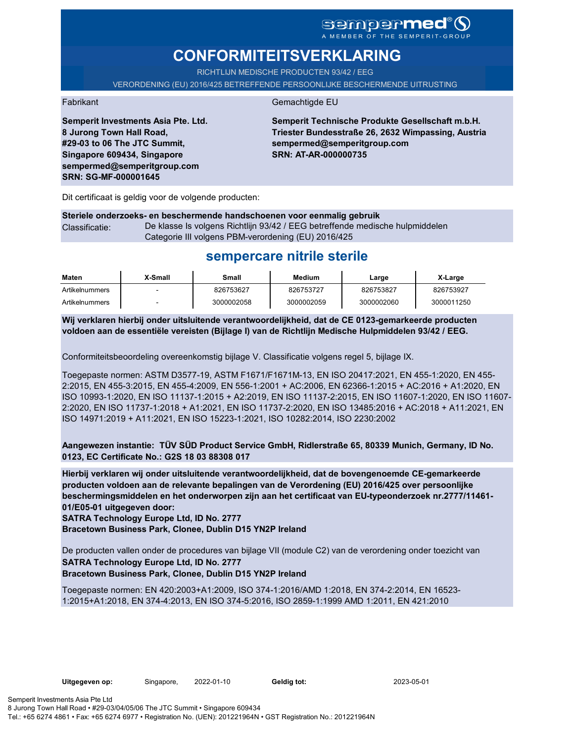sempermed®
A MEMBER OF THE SEMPERIT-GROUP

# CONFORMITEITSVERKLARING

RICHTLIJN MEDISCHE PRODUCTEN 93/42 / EEG

VERORDENING (EU) 2016/425 BETREFFENDE PERSOONLIJKE BESCHERMENDE UITRUSTING

Fabrikant

**Semperit Investments Asia Pte. Ltd.**
**8 Jurong Town Hall Road,**
**#29-03 to 06 The JTC Summit,**
**Singapore 609434, Singapore**
**sempermed@semperitgroup.com**
**SRN: SG-MF-000001645**

Gemachtigde EU

**Semperit Technische Produkte Gesellschaft m.b.H.**
**Triester Bundesstraße 26, 2632 Wimpassing, Austria**
**sempermed@semperitgroup.com**
**SRN: AT-AR-000000735**

Dit certificaat is geldig voor de volgende producten:

**Steriele onderzoeks- en beschermende handschoenen voor eenmalig gebruik**

Classificatie: De klasse Is volgens Richtlijn 93/42 / EEG betreffende medische hulpmiddelen
Categorie III volgens PBM-verordening (EU) 2016/425

## sempercare nitrile sterile

| Maten | X-Small | Small | Medium | Large | X-Large |
|---|---|---|---|---|---|
| Artikelnummers | - | 826753627 | 826753727 | 826753827 | 826753927 |
| Artikelnummers | - | 3000002058 | 3000002059 | 3000002060 | 3000011250 |

**Wij verklaren hierbij onder uitsluitende verantwoordelijkheid, dat de CE 0123-gemarkeerde producten voldoen aan de essentiële vereisten (Bijlage I) van de Richtlijn Medische Hulpmiddelen 93/42 / EEG.**

Conformiteitsbeoordeling overeenkomstig bijlage V. Classificatie volgens regel 5, bijlage IX.

Toegepaste normen: ASTM D3577-19, ASTM F1671/F1671M-13, EN ISO 20417:2021, EN 455-1:2020, EN 455-2:2015, EN 455-3:2015, EN 455-4:2009, EN 556-1:2001 + AC:2006, EN 62366-1:2015 + AC:2016 + A1:2020, EN ISO 10993-1:2020, EN ISO 11137-1:2015 + A2:2019, EN ISO 11137-2:2015, EN ISO 11607-1:2020, EN ISO 11607-2:2020, EN ISO 11737-1:2018 + A1:2021, EN ISO 11737-2:2020, EN ISO 13485:2016 + AC:2018 + A11:2021, EN ISO 14971:2019 + A11:2021, EN ISO 15223-1:2021, ISO 10282:2014, ISO 2230:2002

**Aangewezen instantie: TÜV SÜD Product Service GmbH, Ridlerstraße 65, 80339 Munich, Germany, ID No. 0123, EC Certificate No.: G2S 18 03 88308 017**

**Hierbij verklaren wij onder uitsluitende verantwoordelijkheid, dat de bovengenoemde CE-gemarkeerde producten voldoen aan de relevante bepalingen van de Verordening (EU) 2016/425 over persoonlijke beschermingsmiddelen en het onderworpen zijn aan het certificaat van EU-typeonderzoek nr.2777/11461-01/E05-01 uitgegeven door:**
**SATRA Technology Europe Ltd, ID No. 2777**
**Bracetown Business Park, Clonee, Dublin D15 YN2P Ireland**

De producten vallen onder de procedures van bijlage VII (module C2) van de verordening onder toezicht van
**SATRA Technology Europe Ltd, ID No. 2777**
**Bracetown Business Park, Clonee, Dublin D15 YN2P Ireland**

Toegepaste normen: EN 420:2003+A1:2009, ISO 374-1:2016/AMD 1:2018, EN 374-2:2014, EN 16523-1:2015+A1:2018, EN 374-4:2013, EN ISO 374-5:2016, ISO 2859-1:1999 AMD 1:2011, EN 421:2010

**Uitgegeven op:** Singapore, 2022-01-10 **Geldig tot:** 2023-05-01

Semperit Investments Asia Pte Ltd
8 Jurong Town Hall Road • #29-03/04/05/06 The JTC Summit • Singapore 609434
Tel.: +65 6274 4861 • Fax: +65 6274 6977 • Registration No. (UEN): 201221964N • GST Registration No.: 201221964N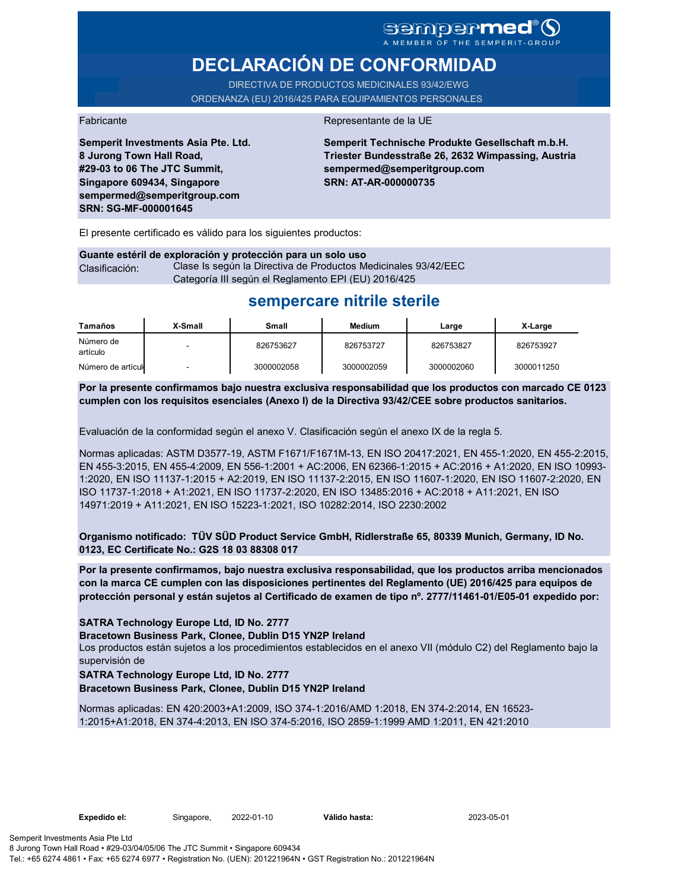sempermed®
A MEMBER OF THE SEMPERIT-GROUP

# DECLARACIÓN DE CONFORMIDAD

DIRECTIVA DE PRODUCTOS MEDICINALES 93/42/EWG

ORDENANZA (EU) 2016/425 PARA EQUIPAMIENTOS PERSONALES

Fabricante

**Semperit Investments Asia Pte. Ltd.**
**8 Jurong Town Hall Road,**
**#29-03 to 06 The JTC Summit,**
**Singapore 609434, Singapore**
**sempermed@semperitgroup.com**
**SRN: SG-MF-000001645**

Representante de la UE

**Semperit Technische Produkte Gesellschaft m.b.H.**
**Triester Bundesstraße 26, 2632 Wimpassing, Austria**
**sempermed@semperitgroup.com**
**SRN: AT-AR-000000735**

El presente certificado es válido para los siguientes productos:

**Guante estéril de exploración y protección para un solo uso**

Clasificación: Clase Is según la Directiva de Productos Medicinales 93/42/EEC
Categoría III según el Reglamento EPI (EU) 2016/425

## sempercare nitrile sterile

| Tamaños | X-Small | Small | Medium | Large | X-Large |
|---|---|---|---|---|---|
| Número de artículo | - | 826753627 | 826753727 | 826753827 | 826753927 |
| Número de artícul | - | 3000002058 | 3000002059 | 3000002060 | 3000011250 |

**Por la presente confirmamos bajo nuestra exclusiva responsabilidad que los productos con marcado CE 0123 cumplen con los requisitos esenciales (Anexo I) de la Directiva 93/42/CEE sobre productos sanitarios.**

Evaluación de la conformidad según el anexo V. Clasificación según el anexo IX de la regla 5.

Normas aplicadas: ASTM D3577-19, ASTM F1671/F1671M-13, EN ISO 20417:2021, EN 455-1:2020, EN 455-2:2015, EN 455-3:2015, EN 455-4:2009, EN 556-1:2001 + AC:2006, EN 62366-1:2015 + AC:2016 + A1:2020, EN ISO 10993-1:2020, EN ISO 11137-1:2015 + A2:2019, EN ISO 11137-2:2015, EN ISO 11607-1:2020, EN ISO 11607-2:2020, EN ISO 11737-1:2018 + A1:2021, EN ISO 11737-2:2020, EN ISO 13485:2016 + AC:2018 + A11:2021, EN ISO 14971:2019 + A11:2021, EN ISO 15223-1:2021, ISO 10282:2014, ISO 2230:2002

**Organismo notificado: TÜV SÜD Product Service GmbH, Ridlerstraße 65, 80339 Munich, Germany, ID No. 0123, EC Certificate No.: G2S 18 03 88308 017**

**Por la presente confirmamos, bajo nuestra exclusiva responsabilidad, que los productos arriba mencionados con la marca CE cumplen con las disposiciones pertinentes del Reglamento (UE) 2016/425 para equipos de protección personal y están sujetos al Certificado de examen de tipo nº. 2777/11461-01/E05-01 expedido por:**

**SATRA Technology Europe Ltd, ID No. 2777**
**Bracetown Business Park, Clonee, Dublin D15 YN2P Ireland**

Los productos están sujetos a los procedimientos establecidos en el anexo VII (módulo C2) del Reglamento bajo la supervisión de

**SATRA Technology Europe Ltd, ID No. 2777**
**Bracetown Business Park, Clonee, Dublin D15 YN2P Ireland**

Normas aplicadas: EN 420:2003+A1:2009, ISO 374-1:2016/AMD 1:2018, EN 374-2:2014, EN 16523-1:2015+A1:2018, EN 374-4:2013, EN ISO 374-5:2016, ISO 2859-1:1999 AMD 1:2011, EN 421:2010

**Expedido el:** Singapore, 2022-01-10 **Válido hasta:** 2023-05-01

Semperit Investments Asia Pte Ltd
8 Jurong Town Hall Road • #29-03/04/05/06 The JTC Summit • Singapore 609434
Tel.: +65 6274 4861 • Fax: +65 6274 6977 • Registration No. (UEN): 201221964N • GST Registration No.: 201221964N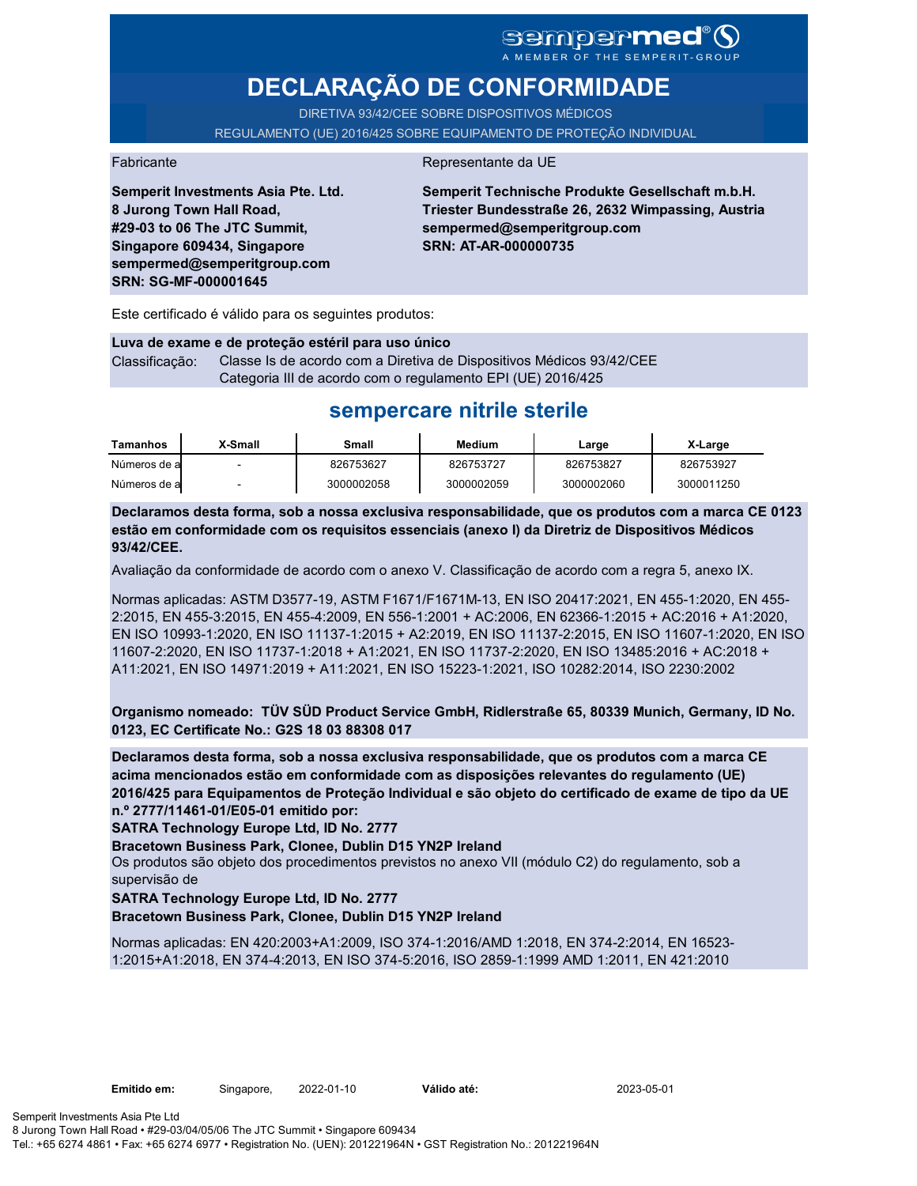sempermed®
A MEMBER OF THE SEMPERIT-GROUP

# DECLARAÇÃO DE CONFORMIDADE

DIRETIVA 93/42/CEE SOBRE DISPOSITIVOS MÉDICOS
REGULAMENTO (UE) 2016/425 SOBRE EQUIPAMENTO DE PROTEÇÃO INDIVIDUAL

Fabricante

**Semperit Investments Asia Pte. Ltd.**
**8 Jurong Town Hall Road,**
**#29-03 to 06 The JTC Summit,**
**Singapore 609434, Singapore**
**sempermed@semperitgroup.com**
**SRN: SG-MF-000001645**

Representante da UE

**Semperit Technische Produkte Gesellschaft m.b.H.**
**Triester Bundesstraße 26, 2632 Wimpassing, Austria**
**sempermed@semperitgroup.com**
**SRN: AT-AR-000000735**

Este certificado é válido para os seguintes produtos:

**Luva de exame e de proteção estéril para uso único**

Classificação: Classe Is de acordo com a Diretiva de Dispositivos Médicos 93/42/CEE
Categoria III de acordo com o regulamento EPI (UE) 2016/425

## sempercare nitrile sterile

| Tamanhos | X-Small | Small | Medium | Large | X-Large |
|---|---|---|---|---|---|
| Números de a | - | 826753627 | 826753727 | 826753827 | 826753927 |
| Números de a | - | 3000002058 | 3000002059 | 3000002060 | 3000011250 |

**Declaramos desta forma, sob a nossa exclusiva responsabilidade, que os produtos com a marca CE 0123 estão em conformidade com os requisitos essenciais (anexo I) da Diretriz de Dispositivos Médicos 93/42/CEE.**

Avaliação da conformidade de acordo com o anexo V. Classificação de acordo com a regra 5, anexo IX.

Normas aplicadas: ASTM D3577-19, ASTM F1671/F1671M-13, EN ISO 20417:2021, EN 455-1:2020, EN 455-2:2015, EN 455-3:2015, EN 455-4:2009, EN 556-1:2001 + AC:2006, EN 62366-1:2015 + AC:2016 + A1:2020, EN ISO 10993-1:2020, EN ISO 11137-1:2015 + A2:2019, EN ISO 11137-2:2015, EN ISO 11607-1:2020, EN ISO 11607-2:2020, EN ISO 11737-1:2018 + A1:2021, EN ISO 11737-2:2020, EN ISO 13485:2016 + AC:2018 + A11:2021, EN ISO 14971:2019 + A11:2021, EN ISO 15223-1:2021, ISO 10282:2014, ISO 2230:2002

**Organismo nomeado: TÜV SÜD Product Service GmbH, Ridlerstraße 65, 80339 Munich, Germany, ID No. 0123, EC Certificate No.: G2S 18 03 88308 017**

**Declaramos desta forma, sob a nossa exclusiva responsabilidade, que os produtos com a marca CE acima mencionados estão em conformidade com as disposições relevantes do regulamento (UE) 2016/425 para Equipamentos de Proteção Individual e são objeto do certificado de exame de tipo da UE n.º 2777/11461-01/E05-01 emitido por:**
**SATRA Technology Europe Ltd, ID No. 2777**
**Bracetown Business Park, Clonee, Dublin D15 YN2P Ireland**
Os produtos são objeto dos procedimentos previstos no anexo VII (módulo C2) do regulamento, sob a supervisão de
**SATRA Technology Europe Ltd, ID No. 2777**
**Bracetown Business Park, Clonee, Dublin D15 YN2P Ireland**

Normas aplicadas: EN 420:2003+A1:2009, ISO 374-1:2016/AMD 1:2018, EN 374-2:2014, EN 16523-1:2015+A1:2018, EN 374-4:2013, EN ISO 374-5:2016, ISO 2859-1:1999 AMD 1:2011, EN 421:2010

**Emitido em:** Singapore, 2022-01-10 **Válido até:** 2023-05-01

Semperit Investments Asia Pte Ltd
8 Jurong Town Hall Road • #29-03/04/05/06 The JTC Summit • Singapore 609434
Tel.: +65 6274 4861 • Fax: +65 6274 6977 • Registration No. (UEN): 201221964N • GST Registration No.: 201221964N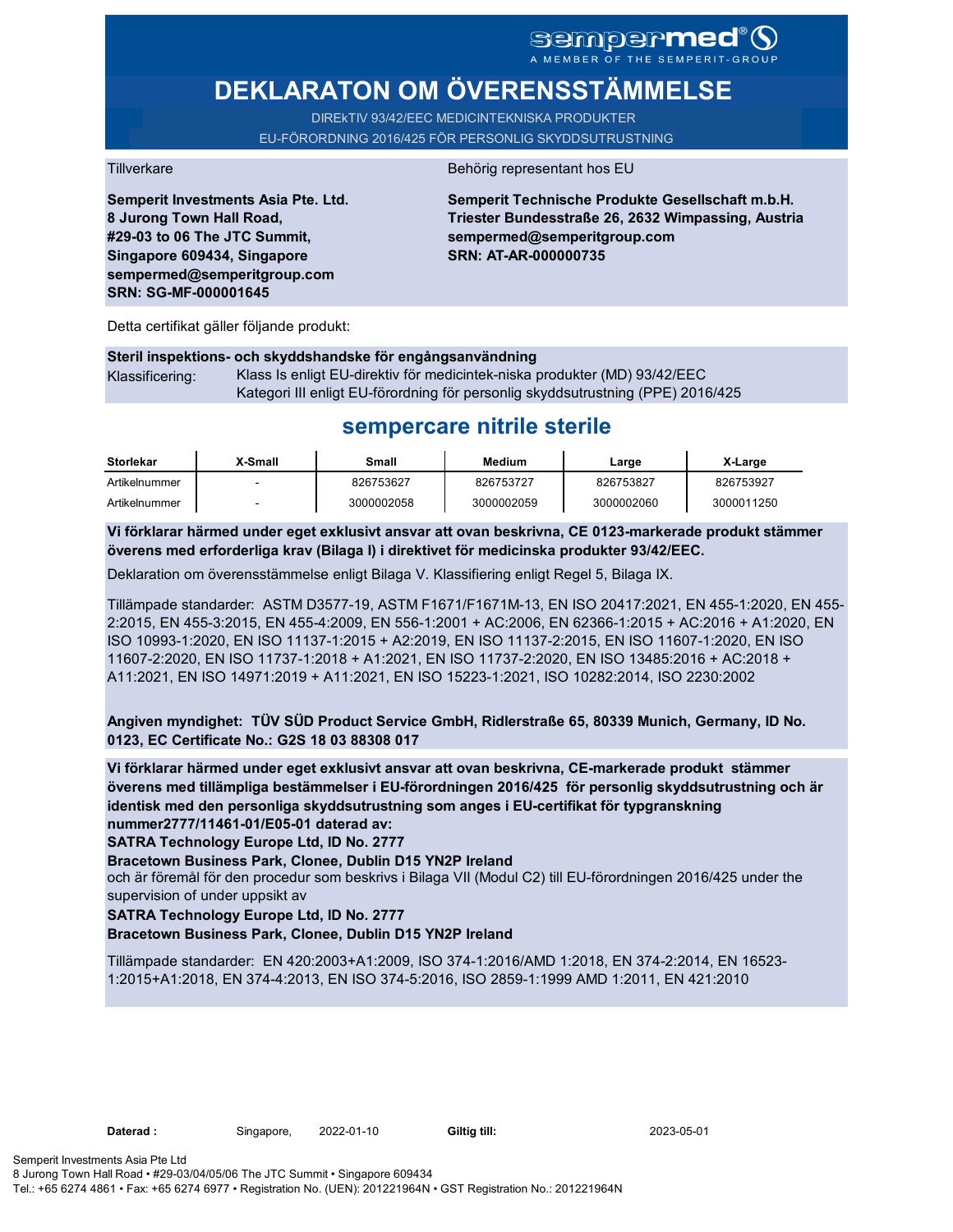sempermed®
A MEMBER OF THE SEMPERIT-GROUP

# DEKLARATON OM ÖVERENSSTÄMMELSE

DIREkTIV 93/42/EEC MEDICINTEKNISKA PRODUKTER
EU-FÖRORDNING 2016/425 FÖR PERSONLIG SKYDDSUTRUSTNING

Tillverkare

**Semperit Investments Asia Pte. Ltd.**
**8 Jurong Town Hall Road,**
**#29-03 to 06 The JTC Summit,**
**Singapore 609434, Singapore**
**sempermed@semperitgroup.com**
**SRN: SG-MF-000001645**

Behörig representant hos EU

**Semperit Technische Produkte Gesellschaft m.b.H.**
**Triester Bundesstraße 26, 2632 Wimpassing, Austria**
**sempermed@semperitgroup.com**
**SRN: AT-AR-000000735**

Detta certifikat gäller följande produkt:

**Steril inspektions- och skyddshandske för engångsanvändning**
Klassificering: Klass Is enligt EU-direktiv för medicintek-niska produkter (MD) 93/42/EEC
Kategori III enligt EU-förordning för personlig skyddsutrustning (PPE) 2016/425

## sempercare nitrile sterile

| Storlekar | X-Small | Small | Medium | Large | X-Large |
|---|---|---|---|---|---|
| Artikelnummer | - | 826753627 | 826753727 | 826753827 | 826753927 |
| Artikelnummer | - | 3000002058 | 3000002059 | 3000002060 | 3000011250 |

**Vi förklarar härmed under eget exklusivt ansvar att ovan beskrivna, CE 0123-markerade produkt stämmer överens med erforderliga krav (Bilaga I) i direktivet för medicinska produkter 93/42/EEC.**

Deklaration om överensstämmelse enligt Bilaga V. Klassifiering enligt Regel 5, Bilaga IX.

Tillämpade standarder: ASTM D3577-19, ASTM F1671/F1671M-13, EN ISO 20417:2021, EN 455-1:2020, EN 455-2:2015, EN 455-3:2015, EN 455-4:2009, EN 556-1:2001 + AC:2006, EN 62366-1:2015 + AC:2016 + A1:2020, EN ISO 10993-1:2020, EN ISO 11137-1:2015 + A2:2019, EN ISO 11137-2:2015, EN ISO 11607-1:2020, EN ISO 11607-2:2020, EN ISO 11737-1:2018 + A1:2021, EN ISO 11737-2:2020, EN ISO 13485:2016 + AC:2018 + A11:2021, EN ISO 14971:2019 + A11:2021, EN ISO 15223-1:2021, ISO 10282:2014, ISO 2230:2002

**Angiven myndighet: TÜV SÜD Product Service GmbH, Ridlerstraße 65, 80339 Munich, Germany, ID No. 0123, EC Certificate No.: G2S 18 03 88308 017**

**Vi förklarar härmed under eget exklusivt ansvar att ovan beskrivna, CE-markerade produkt stämmer överens med tillämpliga bestämmelser i EU-förordningen 2016/425 för personlig skyddsutrustning och är identisk med den personliga skyddsutrustning som anges i EU-certifikat för typgranskning nummer2777/11461-01/E05-01 daterad av:**
**SATRA Technology Europe Ltd, ID No. 2777**
**Bracetown Business Park, Clonee, Dublin D15 YN2P Ireland**
och är föremål för den procedur som beskrivs i Bilaga VII (Modul C2) till EU-förordningen 2016/425 under the supervision of under uppsikt av
**SATRA Technology Europe Ltd, ID No. 2777**
**Bracetown Business Park, Clonee, Dublin D15 YN2P Ireland**

Tillämpade standarder: EN 420:2003+A1:2009, ISO 374-1:2016/AMD 1:2018, EN 374-2:2014, EN 16523-1:2015+A1:2018, EN 374-4:2013, EN ISO 374-5:2016, ISO 2859-1:1999 AMD 1:2011, EN 421:2010

**Daterad :** Singapore, 2022-01-10 **Giltig till:** 2023-05-01

Semperit Investments Asia Pte Ltd
8 Jurong Town Hall Road • #29-03/04/05/06 The JTC Summit • Singapore 609434
Tel.: +65 6274 4861 • Fax: +65 6274 6977 • Registration No. (UEN): 201221964N • GST Registration No.: 201221964N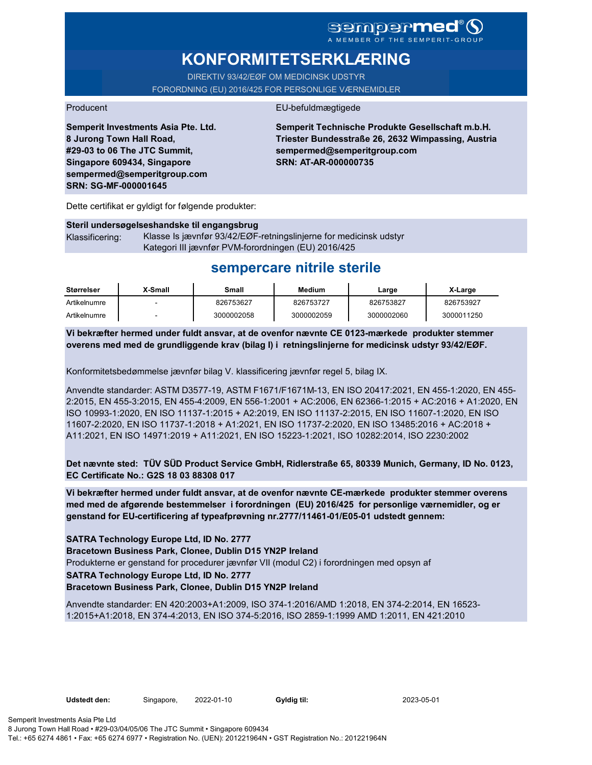sempermed®
A MEMBER OF THE SEMPERIT-GROUP

# KONFORMITETSERKLÆRING

DIREKTIV 93/42/EØF OM MEDICINSK UDSTYR
FORORDNING (EU) 2016/425 FOR PERSONLIGE VÆRNEMIDLER

Producent

**Semperit Investments Asia Pte. Ltd.**
**8 Jurong Town Hall Road,**
**#29-03 to 06 The JTC Summit,**
**Singapore 609434, Singapore**
**sempermed@semperitgroup.com**
**SRN: SG-MF-000001645**

EU-befuldmægtigede

**Semperit Technische Produkte Gesellschaft m.b.H.**
**Triester Bundesstraße 26, 2632 Wimpassing, Austria**
**sempermed@semperitgroup.com**
**SRN: AT-AR-000000735**

Dette certifikat er gyldigt for følgende produkter:

**Steril undersøgelseshandske til engangsbrug**

Klassificering: Klasse Is jævnfør 93/42/EØF-retningslinjerne for medicinsk udstyr
Kategori III jævnfør PVM-forordningen (EU) 2016/425

## sempercare nitrile sterile

| Størrelser | X-Small | Small | Medium | Large | X-Large |
|---|---|---|---|---|---|
| Artikelnumre | - | 826753627 | 826753727 | 826753827 | 826753927 |
| Artikelnumre | - | 3000002058 | 3000002059 | 3000002060 | 3000011250 |

**Vi bekræfter hermed under fuldt ansvar, at de ovenfor nævnte CE 0123-mærkede produkter stemmer overens med med de grundliggende krav (bilag I) i retningslinjerne for medicinsk udstyr 93/42/EØF.**

Konformitetsbedømmelse jævnfør bilag V. klassificering jævnfør regel 5, bilag IX.

Anvendte standarder: ASTM D3577-19, ASTM F1671/F1671M-13, EN ISO 20417:2021, EN 455-1:2020, EN 455-2:2015, EN 455-3:2015, EN 455-4:2009, EN 556-1:2001 + AC:2006, EN 62366-1:2015 + AC:2016 + A1:2020, EN ISO 10993-1:2020, EN ISO 11137-1:2015 + A2:2019, EN ISO 11137-2:2015, EN ISO 11607-1:2020, EN ISO 11607-2:2020, EN ISO 11737-1:2018 + A1:2021, EN ISO 11737-2:2020, EN ISO 13485:2016 + AC:2018 + A11:2021, EN ISO 14971:2019 + A11:2021, EN ISO 15223-1:2021, ISO 10282:2014, ISO 2230:2002

**Det nævnte sted: TÜV SÜD Product Service GmbH, Ridlerstraße 65, 80339 Munich, Germany, ID No. 0123, EC Certificate No.: G2S 18 03 88308 017**

**Vi bekræfter hermed under fuldt ansvar, at de ovenfor nævnte CE-mærkede produkter stemmer overens med med de afgørende bestemmelser i forordningen (EU) 2016/425 for personlige værnemidler, og er genstand for EU-certificering af typeafprøvning nr.2777/11461-01/E05-01 udstedt gennem:**

**SATRA Technology Europe Ltd, ID No. 2777**
**Bracetown Business Park, Clonee, Dublin D15 YN2P Ireland**
Produkterne er genstand for procedurer jævnfør VII (modul C2) i forordningen med opsyn af
**SATRA Technology Europe Ltd, ID No. 2777**
**Bracetown Business Park, Clonee, Dublin D15 YN2P Ireland**

Anvendte standarder: EN 420:2003+A1:2009, ISO 374-1:2016/AMD 1:2018, EN 374-2:2014, EN 16523-1:2015+A1:2018, EN 374-4:2013, EN ISO 374-5:2016, ISO 2859-1:1999 AMD 1:2011, EN 421:2010

**Udstedt den:** Singapore, 2022-01-10 **Gyldig til:** 2023-05-01

Semperit Investments Asia Pte Ltd
8 Jurong Town Hall Road • #29-03/04/05/06 The JTC Summit • Singapore 609434
Tel.: +65 6274 4861 • Fax: +65 6274 6977 • Registration No. (UEN): 201221964N • GST Registration No.: 201221964N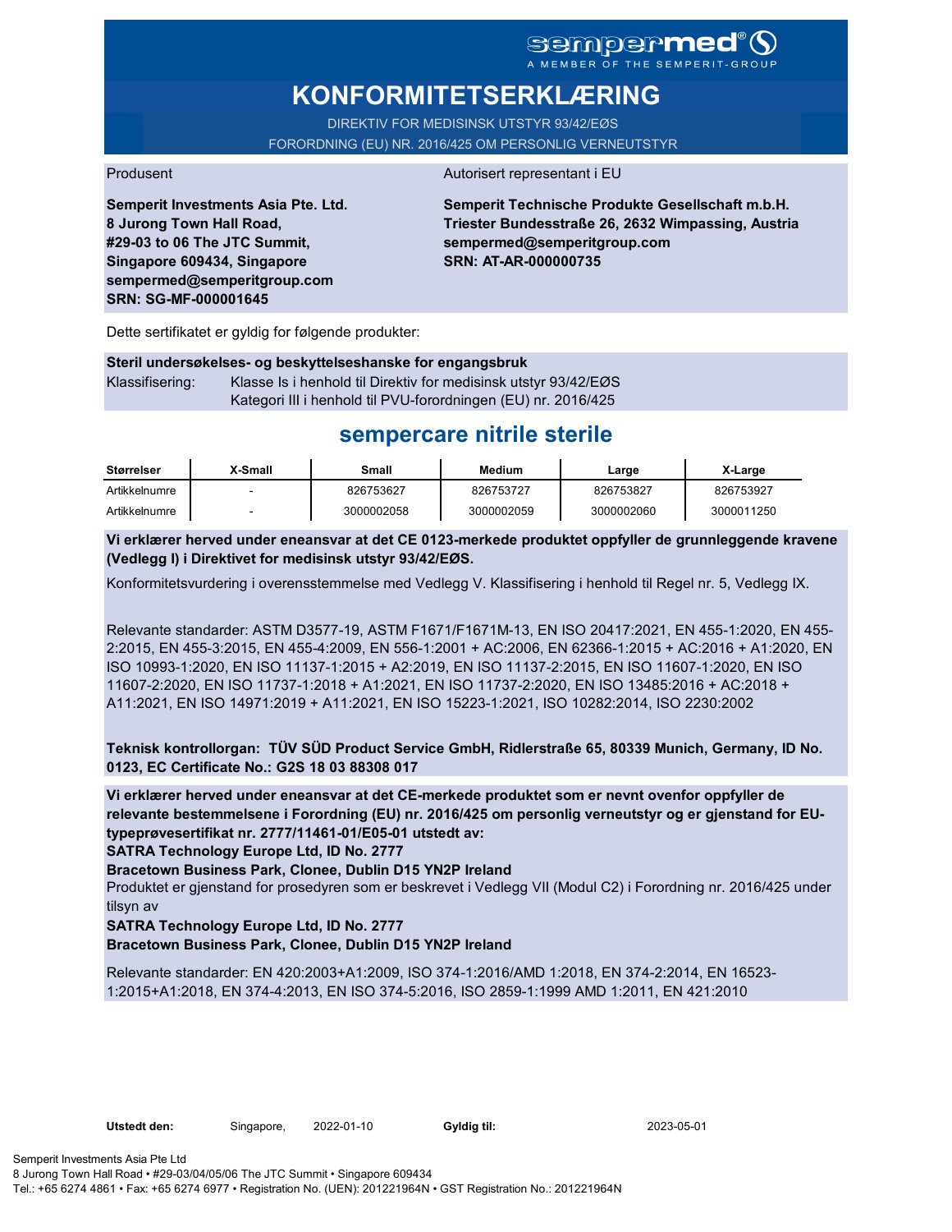sempermed®
A MEMBER OF THE SEMPERIT-GROUP

# KONFORMITETSERKLÆRING

DIREKTIV FOR MEDISINSK UTSTYR 93/42/EØS
FORORDNING (EU) NR. 2016/425 OM PERSONLIG VERNEUTSTYR

Produsent

**Semperit Investments Asia Pte. Ltd.**
**8 Jurong Town Hall Road,**
**#29-03 to 06 The JTC Summit,**
**Singapore 609434, Singapore**
**sempermed@semperitgroup.com**
**SRN: SG-MF-000001645**

Autorisert representant i EU

**Semperit Technische Produkte Gesellschaft m.b.H.**
**Triester Bundesstraße 26, 2632 Wimpassing, Austria**
**sempermed@semperitgroup.com**
**SRN: AT-AR-000000735**

Dette sertifikatet er gyldig for følgende produkter:

**Steril undersøkelses- og beskyttelseshanske for engangsbruk**

Klassifisering: Klasse Is i henhold til Direktiv for medisinsk utstyr 93/42/EØS
Kategori III i henhold til PVU-forordningen (EU) nr. 2016/425

## sempercare nitrile sterile

| Størrelser | X-Small | Small | Medium | Large | X-Large |
|---|---|---|---|---|---|
| Artikkelnumre | - | 826753627 | 826753727 | 826753827 | 826753927 |
| Artikkelnumre | - | 3000002058 | 3000002059 | 3000002060 | 3000011250 |

**Vi erklærer herved under eneansvar at det CE 0123-merkede produktet oppfyller de grunnleggende kravene (Vedlegg I) i Direktivet for medisinsk utstyr 93/42/EØS.**

Konformitetsvurdering i overensstemmelse med Vedlegg V. Klassifisering i henhold til Regel nr. 5, Vedlegg IX.

Relevante standarder: ASTM D3577-19, ASTM F1671/F1671M-13, EN ISO 20417:2021, EN 455-1:2020, EN 455-2:2015, EN 455-3:2015, EN 455-4:2009, EN 556-1:2001 + AC:2006, EN 62366-1:2015 + AC:2016 + A1:2020, EN ISO 10993-1:2020, EN ISO 11137-1:2015 + A2:2019, EN ISO 11137-2:2015, EN ISO 11607-1:2020, EN ISO 11607-2:2020, EN ISO 11737-1:2018 + A1:2021, EN ISO 11737-2:2020, EN ISO 13485:2016 + AC:2018 + A11:2021, EN ISO 14971:2019 + A11:2021, EN ISO 15223-1:2021, ISO 10282:2014, ISO 2230:2002

**Teknisk kontrollorgan: TÜV SÜD Product Service GmbH, Ridlerstraße 65, 80339 Munich, Germany, ID No. 0123, EC Certificate No.: G2S 18 03 88308 017**

**Vi erklærer herved under eneansvar at det CE-merkede produktet som er nevnt ovenfor oppfyller de relevante bestemmelsene i Forordning (EU) nr. 2016/425 om personlig verneutstyr og er gjenstand for EU-typeprøvesertifikat nr. 2777/11461-01/E05-01 utstedt av:**

**SATRA Technology Europe Ltd, ID No. 2777**

**Bracetown Business Park, Clonee, Dublin D15 YN2P Ireland**

Produktet er gjenstand for prosedyren som er beskrevet i Vedlegg VII (Modul C2) i Forordning nr. 2016/425 under tilsyn av

**SATRA Technology Europe Ltd, ID No. 2777**

**Bracetown Business Park, Clonee, Dublin D15 YN2P Ireland**

Relevante standarder: EN 420:2003+A1:2009, ISO 374-1:2016/AMD 1:2018, EN 374-2:2014, EN 16523-1:2015+A1:2018, EN 374-4:2013, EN ISO 374-5:2016, ISO 2859-1:1999 AMD 1:2011, EN 421:2010

**Utstedt den:** Singapore, 2022-01-10 **Gyldig til:** 2023-05-01

Semperit Investments Asia Pte Ltd
8 Jurong Town Hall Road • #29-03/04/05/06 The JTC Summit • Singapore 609434
Tel.: +65 6274 4861 • Fax: +65 6274 6977 • Registration No. (UEN): 201221964N • GST Registration No.: 201221964N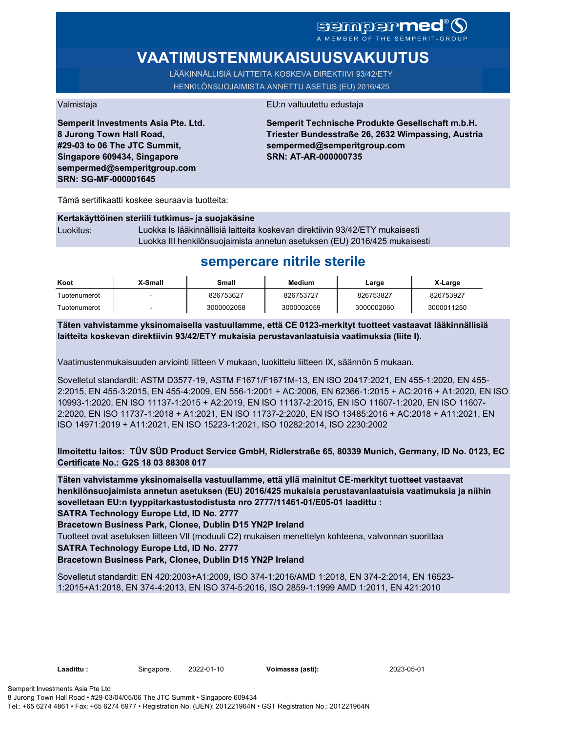sempermed®
A MEMBER OF THE SEMPERIT-GROUP

# VAATIMUSTENMUKAISUUSVAKUUTUS

LÄÄKINNÄLLISIÄ LAITTEITA KOSKEVA DIREKTIIVI 93/42/ETY
HENKILÖNSUOJAIMISTA ANNETTU ASETUS (EU) 2016/425

Valmistaja

**Semperit Investments Asia Pte. Ltd.**
**8 Jurong Town Hall Road,**
**#29-03 to 06 The JTC Summit,**
**Singapore 609434, Singapore**
**sempermed@semperitgroup.com**
**SRN: SG-MF-000001645**

EU:n valtuutettu edustaja

**Semperit Technische Produkte Gesellschaft m.b.H.**
**Triester Bundesstraße 26, 2632 Wimpassing, Austria**
**sempermed@semperitgroup.com**
**SRN: AT-AR-000000735**

Tämä sertifikaatti koskee seuraavia tuotteita:

**Kertakäyttöinen steriili tutkimus- ja suojakäsine**

Luokitus: Luokka Is lääkinnällisiä laitteita koskevan direktiivin 93/42/ETY mukaisesti
Luokka III henkilönsuojaimista annetun asetuksen (EU) 2016/425 mukaisesti

## sempercare nitrile sterile

| Koot | X-Small | Small | Medium | Large | X-Large |
|---|---|---|---|---|---|
| Tuotenumerot | - | 826753627 | 826753727 | 826753827 | 826753927 |
| Tuotenumerot | - | 3000002058 | 3000002059 | 3000002060 | 3000011250 |

**Täten vahvistamme yksinomaisella vastuullamme, että CE 0123-merkityt tuotteet vastaavat lääkinnällisiä laitteita koskevan direktiivin 93/42/ETY mukaisia perustavanlaatuisia vaatimuksia (liite I).**

Vaatimustenmukaisuuden arviointi liitteen V mukaan, luokittelu liitteen IX, säännön 5 mukaan.

Sovelletut standardit: ASTM D3577-19, ASTM F1671/F1671M-13, EN ISO 20417:2021, EN 455-1:2020, EN 455-2:2015, EN 455-3:2015, EN 455-4:2009, EN 556-1:2001 + AC:2006, EN 62366-1:2015 + AC:2016 + A1:2020, EN ISO 10993-1:2020, EN ISO 11137-1:2015 + A2:2019, EN ISO 11137-2:2015, EN ISO 11607-1:2020, EN ISO 11607-2:2020, EN ISO 11737-1:2018 + A1:2021, EN ISO 11737-2:2020, EN ISO 13485:2016 + AC:2018 + A11:2021, EN ISO 14971:2019 + A11:2021, EN ISO 15223-1:2021, ISO 10282:2014, ISO 2230:2002

**Ilmoitettu laitos: TÜV SÜD Product Service GmbH, Ridlerstraße 65, 80339 Munich, Germany, ID No. 0123, EC Certificate No.: G2S 18 03 88308 017**

**Täten vahvistamme yksinomaisella vastuullamme, että yllä mainitut CE-merkityt tuotteet vastaavat henkilönsuojaimista annetun asetuksen (EU) 2016/425 mukaisia perustavanlaatuisia vaatimuksia ja niihin sovelletaan EU:n tyyppitarkastustodistusta nro 2777/11461-01/E05-01 laadittu :**
**SATRA Technology Europe Ltd, ID No. 2777**
**Bracetown Business Park, Clonee, Dublin D15 YN2P Ireland**
Tuotteet ovat asetuksen liitteen VII (moduuli C2) mukaisen menettelyn kohteena, valvonnan suorittaa
**SATRA Technology Europe Ltd, ID No. 2777**
**Bracetown Business Park, Clonee, Dublin D15 YN2P Ireland**

Sovelletut standardit: EN 420:2003+A1:2009, ISO 374-1:2016/AMD 1:2018, EN 374-2:2014, EN 16523-1:2015+A1:2018, EN 374-4:2013, EN ISO 374-5:2016, ISO 2859-1:1999 AMD 1:2011, EN 421:2010

**Laadittu :** Singapore, 2022-01-10 **Voimassa (asti):** 2023-05-01

Semperit Investments Asia Pte Ltd
8 Jurong Town Hall Road • #29-03/04/05/06 The JTC Summit • Singapore 609434
Tel.: +65 6274 4861 • Fax: +65 6274 6977 • Registration No. (UEN): 201221964N • GST Registration No.: 201221964N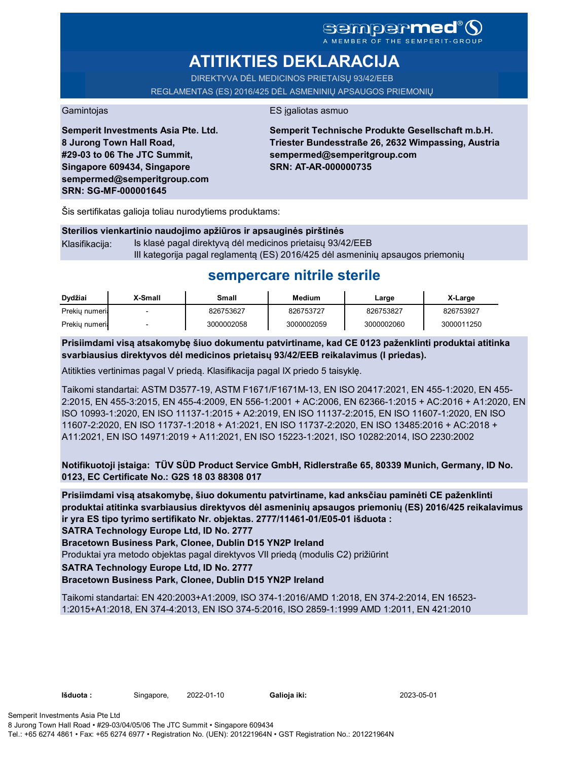sempermed®
A MEMBER OF THE SEMPERIT-GROUP

# ATITIKTIES DEKLARACIJA

DIREKTYVA DĖL MEDICINOS PRIETAISŲ 93/42/EEB

REGLAMENTAS (ES) 2016/425 DĖL ASMENINIŲ APSAUGOS PRIEMONIŲ

Gamintojas

**Semperit Investments Asia Pte. Ltd.**
**8 Jurong Town Hall Road,**
**#29-03 to 06 The JTC Summit,**
**Singapore 609434, Singapore**
**sempermed@semperitgroup.com**
**SRN: SG-MF-000001645**

ES įgaliotas asmuo

**Semperit Technische Produkte Gesellschaft m.b.H.**
**Triester Bundesstraße 26, 2632 Wimpassing, Austria**
**sempermed@semperitgroup.com**
**SRN: AT-AR-000000735**

Šis sertifikatas galioja toliau nurodytiems produktams:

**Sterilios vienkartinio naudojimo apžiūros ir apsauginės pirštinės**

Klasifikacija: Is klasė pagal direktyvą dėl medicinos prietaisų 93/42/EEB
III kategorija pagal reglamentą (ES) 2016/425 dėl asmeninių apsaugos priemonių

## sempercare nitrile sterile

| Dydžiai | X-Small | Small | Medium | Large | X-Large |
|---|---|---|---|---|---|
| Prekių numeri | - | 826753627 | 826753727 | 826753827 | 826753927 |
| Prekių numeri | - | 3000002058 | 3000002059 | 3000002060 | 3000011250 |

**Prisiimdami visą atsakomybę šiuo dokumentu patvirtiname, kad CE 0123 paženklinti produktai atitinka svarbiausius direktyvos dėl medicinos prietaisų 93/42/EEB reikalavimus (I priedas).**

Atitikties vertinimas pagal V priedą. Klasifikacija pagal IX priedo 5 taisyklę.

Taikomi standartai: ASTM D3577-19, ASTM F1671/F1671M-13, EN ISO 20417:2021, EN 455-1:2020, EN 455-2:2015, EN 455-3:2015, EN 455-4:2009, EN 556-1:2001 + AC:2006, EN 62366-1:2015 + AC:2016 + A1:2020, EN ISO 10993-1:2020, EN ISO 11137-1:2015 + A2:2019, EN ISO 11137-2:2015, EN ISO 11607-1:2020, EN ISO 11607-2:2020, EN ISO 11737-1:2018 + A1:2021, EN ISO 11737-2:2020, EN ISO 13485:2016 + AC:2018 + A11:2021, EN ISO 14971:2019 + A11:2021, EN ISO 15223-1:2021, ISO 10282:2014, ISO 2230:2002

**Notifikuotoji įstaiga: TÜV SÜD Product Service GmbH, Ridlerstraße 65, 80339 Munich, Germany, ID No. 0123, EC Certificate No.: G2S 18 03 88308 017**

**Prisiimdami visą atsakomybę, šiuo dokumentu patvirtiname, kad anksčiau paminėti CE paženklinti produktai atitinka svarbiausius direktyvos dėl asmeninių apsaugos priemonių (ES) 2016/425 reikalavimus ir yra ES tipo tyrimo sertifikato Nr. objektas. 2777/11461-01/E05-01 išduota :**
**SATRA Technology Europe Ltd, ID No. 2777**
**Bracetown Business Park, Clonee, Dublin D15 YN2P Ireland**
Produktai yra metodo objektas pagal direktyvos VII priedą (modulis C2) prižiūrint
**SATRA Technology Europe Ltd, ID No. 2777**
**Bracetown Business Park, Clonee, Dublin D15 YN2P Ireland**

Taikomi standartai: EN 420:2003+A1:2009, ISO 374-1:2016/AMD 1:2018, EN 374-2:2014, EN 16523-1:2015+A1:2018, EN 374-4:2013, EN ISO 374-5:2016, ISO 2859-1:1999 AMD 1:2011, EN 421:2010

**Išduota :** Singapore, 2022-01-10 **Galioja iki:** 2023-05-01

Semperit Investments Asia Pte Ltd
8 Jurong Town Hall Road • #29-03/04/05/06 The JTC Summit • Singapore 609434
Tel.: +65 6274 4861 • Fax: +65 6274 6977 • Registration No. (UEN): 201221964N • GST Registration No.: 201221964N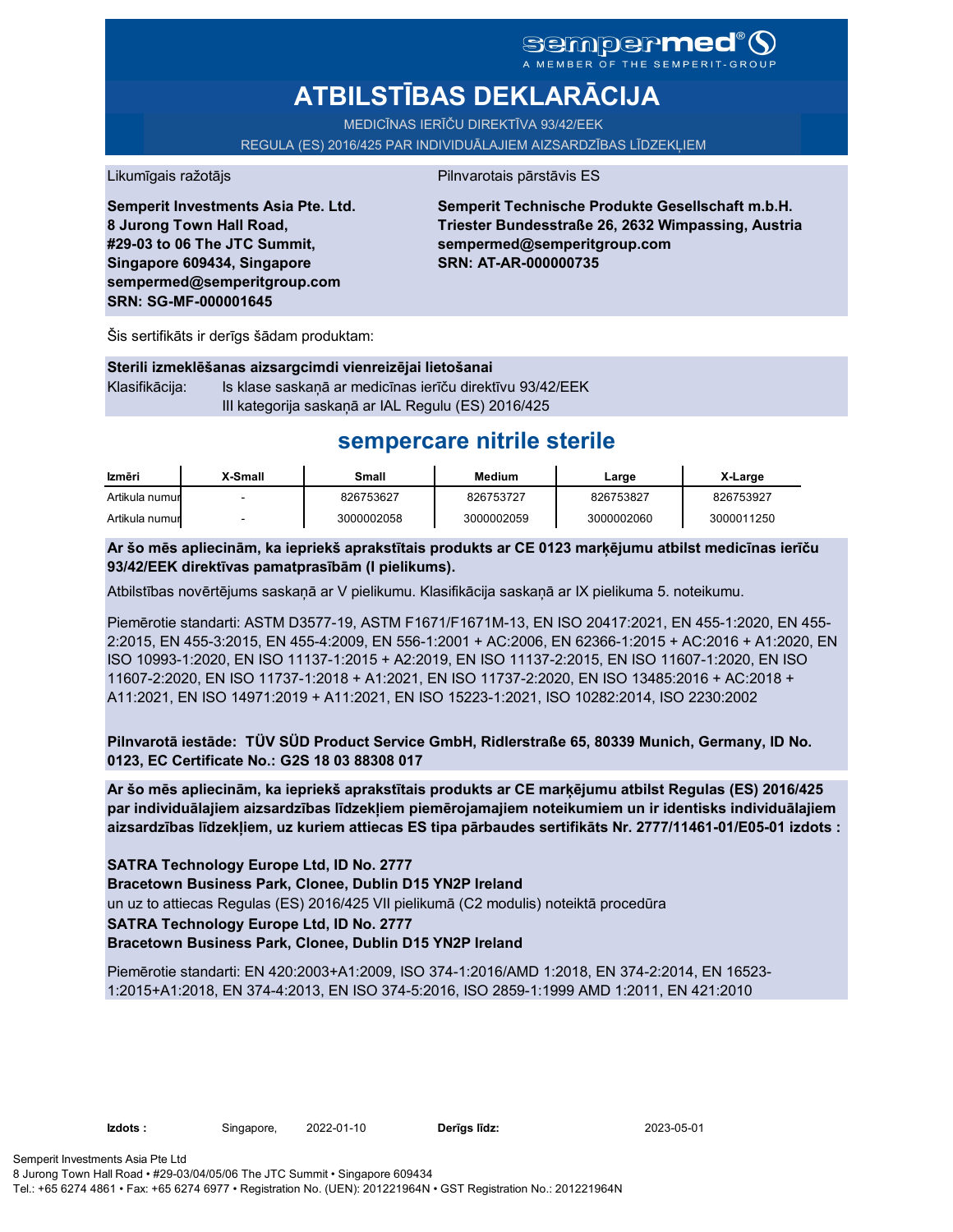sempermed®
A MEMBER OF THE SEMPERIT-GROUP

# ATBILSTĪBAS DEKLARĀCIJA

MEDICĪNAS IERĪČU DIREKTĪVA 93/42/EEK

REGULA (ES) 2016/425 PAR INDIVIDUĀLAJIEM AIZSARDZĪBAS LĪDZEKĻIEM

Likumīgais ražotājs

**Semperit Investments Asia Pte. Ltd.**
**8 Jurong Town Hall Road,**
**#29-03 to 06 The JTC Summit,**
**Singapore 609434, Singapore**
**sempermed@semperitgroup.com**
**SRN: SG-MF-000001645**

Pilnvarotais pārstāvis ES

**Semperit Technische Produkte Gesellschaft m.b.H.**
**Triester Bundesstraße 26, 2632 Wimpassing, Austria**
**sempermed@semperitgroup.com**
**SRN: AT-AR-000000735**

Šis sertifikāts ir derīgs šādam produktam:

**Sterili izmeklēšanas aizsargcimdi vienreizējai lietošanai**

Klasifikācija: Is klase saskaņā ar medicīnas ierīču direktīvu 93/42/EEK
III kategorija saskaņā ar IAL Regulu (ES) 2016/425

## sempercare nitrile sterile

| Izmēri | X-Small | Small | Medium | Large | X-Large |
|---|---|---|---|---|---|
| Artikula numur | - | 826753627 | 826753727 | 826753827 | 826753927 |
| Artikula numur | - | 3000002058 | 3000002059 | 3000002060 | 3000011250 |

**Ar šo mēs apliecinām, ka iepriekš aprakstītais produkts ar CE 0123 marķējumu atbilst medicīnas ierīču 93/42/EEK direktīvas pamatprasībām (I pielikums).**

Atbilstības novērtējums saskaņā ar V pielikumu. Klasifikācija saskaņā ar IX pielikuma 5. noteikumu.

Piemērotie standarti: ASTM D3577-19, ASTM F1671/F1671M-13, EN ISO 20417:2021, EN 455-1:2020, EN 455-2:2015, EN 455-3:2015, EN 455-4:2009, EN 556-1:2001 + AC:2006, EN 62366-1:2015 + AC:2016 + A1:2020, EN ISO 10993-1:2020, EN ISO 11137-1:2015 + A2:2019, EN ISO 11137-2:2015, EN ISO 11607-1:2020, EN ISO 11607-2:2020, EN ISO 11737-1:2018 + A1:2021, EN ISO 11737-2:2020, EN ISO 13485:2016 + AC:2018 + A11:2021, EN ISO 14971:2019 + A11:2021, EN ISO 15223-1:2021, ISO 10282:2014, ISO 2230:2002

**Pilnvarotā iestāde: TÜV SÜD Product Service GmbH, Ridlerstraße 65, 80339 Munich, Germany, ID No. 0123, EC Certificate No.: G2S 18 03 88308 017**

**Ar šo mēs apliecinām, ka iepriekš aprakstītais produkts ar CE marķējumu atbilst Regulas (ES) 2016/425 par individuālajiem aizsardzības līdzekļiem piemērojamajiem noteikumiem un ir identisks individuālajiem aizsardzības līdzekļiem, uz kuriem attiecas ES tipa pārbaudes sertifikāts Nr. 2777/11461-01/E05-01 izdots :**

**SATRA Technology Europe Ltd, ID No. 2777**
**Bracetown Business Park, Clonee, Dublin D15 YN2P Ireland**
un uz to attiecas Regulas (ES) 2016/425 VII pielikumā (C2 modulis) noteiktā procedūra
**SATRA Technology Europe Ltd, ID No. 2777**
**Bracetown Business Park, Clonee, Dublin D15 YN2P Ireland**

Piemērotie standarti: EN 420:2003+A1:2009, ISO 374-1:2016/AMD 1:2018, EN 374-2:2014, EN 16523-1:2015+A1:2018, EN 374-4:2013, EN ISO 374-5:2016, ISO 2859-1:1999 AMD 1:2011, EN 421:2010

**Izdots :** Singapore, 2022-01-10 **Derīgs līdz:** 2023-05-01

Semperit Investments Asia Pte Ltd
8 Jurong Town Hall Road • #29-03/04/05/06 The JTC Summit • Singapore 609434
Tel.: +65 6274 4861 • Fax: +65 6274 6977 • Registration No. (UEN): 201221964N • GST Registration No.: 201221964N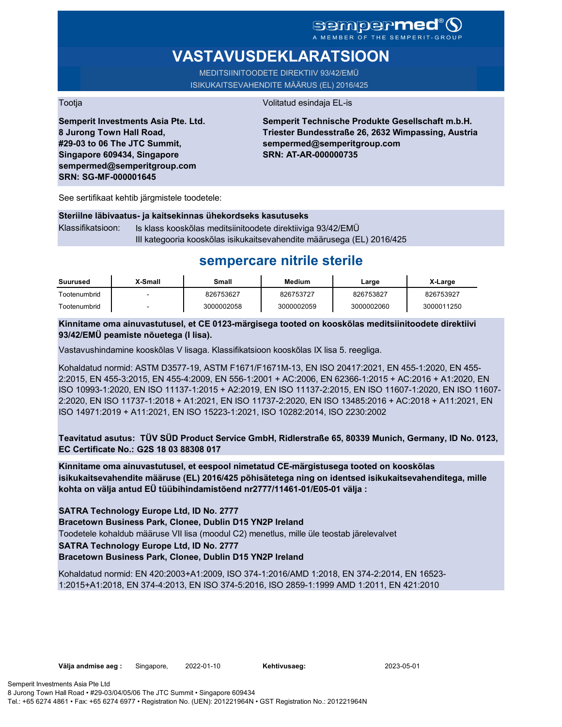sempermed®
A MEMBER OF THE SEMPERIT-GROUP

# VASTAVUSDEKLARATSIOON

MEDITSIINITOODETE DIREKTIIV 93/42/EMÜ
ISIKUKAITSEVAHENDITE MÄÄRUS (EL) 2016/425

Tootja

**Semperit Investments Asia Pte. Ltd.**
**8 Jurong Town Hall Road,**
**#29-03 to 06 The JTC Summit,**
**Singapore 609434, Singapore**
**sempermed@semperitgroup.com**
**SRN: SG-MF-000001645**

Volitatud esindaja EL-is

**Semperit Technische Produkte Gesellschaft m.b.H.**
**Triester Bundesstraße 26, 2632 Wimpassing, Austria**
**sempermed@semperitgroup.com**
**SRN: AT-AR-000000735**

See sertifikaat kehtib järgmistele toodetele:

**Steriilne läbivaatus- ja kaitsekinnas ühekordseks kasutuseks**

Klassifikatsioon: Is klass kooskõlas meditsiinitoodete direktiiviga 93/42/EMÜ
III kategooria kooskõlas isikukaitsevahendite määrusega (EL) 2016/425

## sempercare nitrile sterile

| Suurused | X-Small | Small | Medium | Large | X-Large |
|---|---|---|---|---|---|
| Tootenumbrid | - | 826753627 | 826753727 | 826753827 | 826753927 |
| Tootenumbrid | - | 3000002058 | 3000002059 | 3000002060 | 3000011250 |

**Kinnitame oma ainuvastutusel, et CE 0123-märgisega tooted on kooskõlas meditsiinitoodete direktiivi 93/42/EMÜ peamiste nõuetega (I lisa).**

Vastavushindamine kooskõlas V lisaga. Klassifikatsioon kooskõlas IX lisa 5. reegliga.

Kohaldatud normid: ASTM D3577-19, ASTM F1671/F1671M-13, EN ISO 20417:2021, EN 455-1:2020, EN 455-2:2015, EN 455-3:2015, EN 455-4:2009, EN 556-1:2001 + AC:2006, EN 62366-1:2015 + AC:2016 + A1:2020, EN ISO 10993-1:2020, EN ISO 11137-1:2015 + A2:2019, EN ISO 11137-2:2015, EN ISO 11607-1:2020, EN ISO 11607-2:2020, EN ISO 11737-1:2018 + A1:2021, EN ISO 11737-2:2020, EN ISO 13485:2016 + AC:2018 + A11:2021, EN ISO 14971:2019 + A11:2021, EN ISO 15223-1:2021, ISO 10282:2014, ISO 2230:2002

**Teavitatud asutus: TÜV SÜD Product Service GmbH, Ridlerstraße 65, 80339 Munich, Germany, ID No. 0123, EC Certificate No.: G2S 18 03 88308 017**

**Kinnitame oma ainuvastutusel, et eespool nimetatud CE-märgistusega tooted on kooskõlas isikukaitsevahendite määruse (EL) 2016/425 põhisätetega ning on identsed isikukaitsevahenditega, mille kohta on välja antud EÜ tüübihindamistõend nr2777/11461-01/E05-01 välja :**

**SATRA Technology Europe Ltd, ID No. 2777**
**Bracetown Business Park, Clonee, Dublin D15 YN2P Ireland**
Toodetele kohaldub määruse VII lisa (moodul C2) menetlus, mille üle teostab järelevalvet
**SATRA Technology Europe Ltd, ID No. 2777**
**Bracetown Business Park, Clonee, Dublin D15 YN2P Ireland**

Kohaldatud normid: EN 420:2003+A1:2009, ISO 374-1:2016/AMD 1:2018, EN 374-2:2014, EN 16523-1:2015+A1:2018, EN 374-4:2013, EN ISO 374-5:2016, ISO 2859-1:1999 AMD 1:2011, EN 421:2010

**Välja andmise aeg :** Singapore, 2022-01-10 **Kehtivusaeg:** 2023-05-01

Semperit Investments Asia Pte Ltd
8 Jurong Town Hall Road • #29-03/04/05/06 The JTC Summit • Singapore 609434
Tel.: +65 6274 4861 • Fax: +65 6274 6977 • Registration No. (UEN): 201221964N • GST Registration No.: 201221964N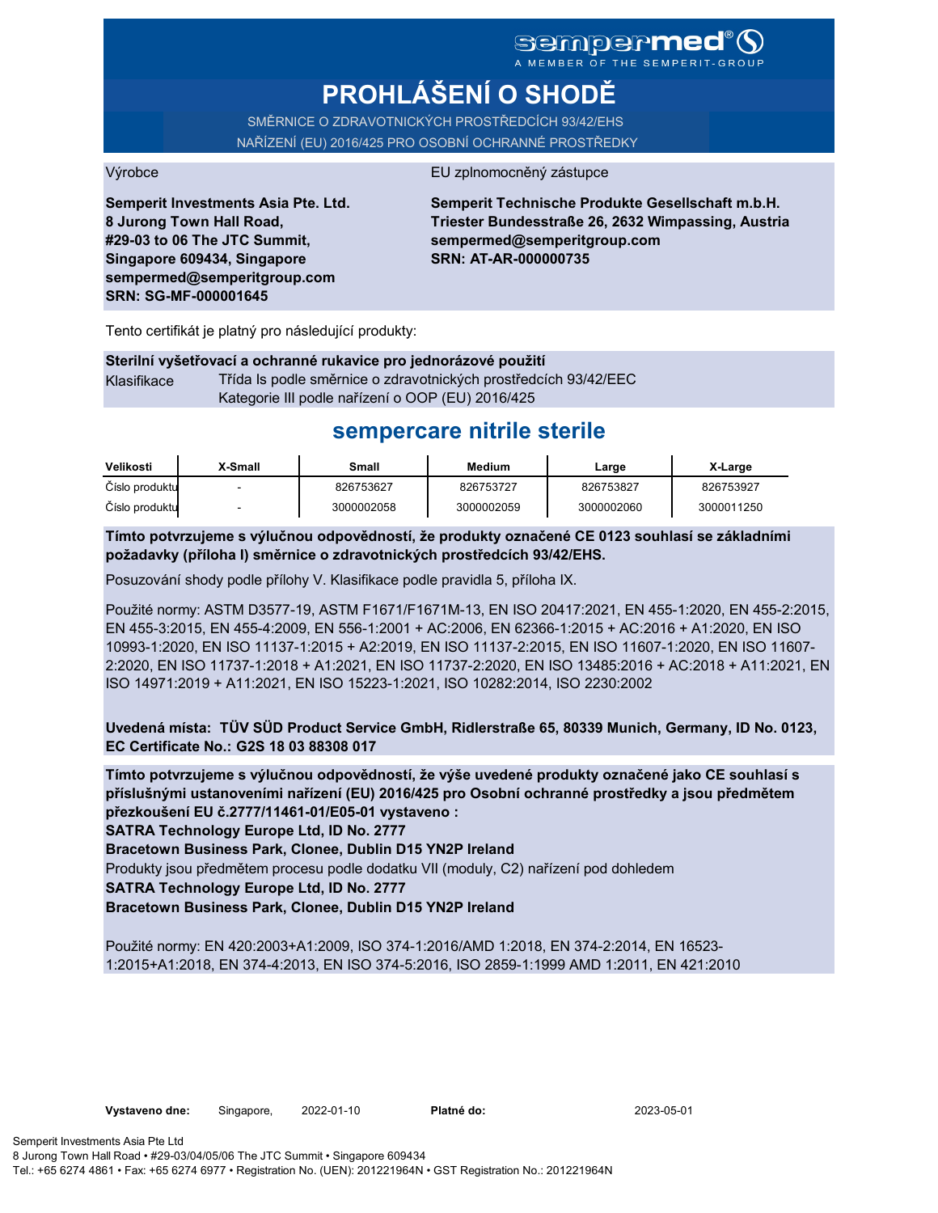sempermed®
A MEMBER OF THE SEMPERIT-GROUP

# PROHLÁŠENÍ O SHODĚ

SMĚRNICE O ZDRAVOTNICKÝCH PROSTŘEDCÍCH 93/42/EHS
NAŘÍZENÍ (EU) 2016/425 PRO OSOBNÍ OCHRANNÉ PROSTŘEDKY

Výrobce

**Semperit Investments Asia Pte. Ltd.**
**8 Jurong Town Hall Road,**
**#29-03 to 06 The JTC Summit,**
**Singapore 609434, Singapore**
**sempermed@semperitgroup.com**
**SRN: SG-MF-000001645**

EU zplnomocněný zástupce

**Semperit Technische Produkte Gesellschaft m.b.H.**
**Triester Bundesstraße 26, 2632 Wimpassing, Austria**
**sempermed@semperitgroup.com**
**SRN: AT-AR-000000735**

Tento certifikát je platný pro následující produkty:

**Sterilní vyšetřovací a ochranné rukavice pro jednorázové použití**

Klasifikace: Třída Is podle směrnice o zdravotnických prostředcích 93/42/EEC
Kategorie III podle nařízení o OOP (EU) 2016/425

## sempercare nitrile sterile

| Velikosti | X-Small | Small | Medium | Large | X-Large |
|---|---|---|---|---|---|
| Číslo produktu | - | 826753627 | 826753727 | 826753827 | 826753927 |
| Číslo produktu | - | 3000002058 | 3000002059 | 3000002060 | 3000011250 |

**Tímto potvrzujeme s výlučnou odpovědností, že produkty označené CE 0123 souhlasí se základními požadavky (příloha I) směrnice o zdravotnických prostředcích 93/42/EHS.**

Posuzování shody podle přílohy V. Klasifikace podle pravidla 5, příloha IX.

Použité normy: ASTM D3577-19, ASTM F1671/F1671M-13, EN ISO 20417:2021, EN 455-1:2020, EN 455-2:2015, EN 455-3:2015, EN 455-4:2009, EN 556-1:2001 + AC:2006, EN 62366-1:2015 + AC:2016 + A1:2020, EN ISO 10993-1:2020, EN ISO 11137-1:2015 + A2:2019, EN ISO 11137-2:2015, EN ISO 11607-1:2020, EN ISO 11607-2:2020, EN ISO 11737-1:2018 + A1:2021, EN ISO 11737-2:2020, EN ISO 13485:2016 + AC:2018 + A11:2021, EN ISO 14971:2019 + A11:2021, EN ISO 15223-1:2021, ISO 10282:2014, ISO 2230:2002

**Uvedená místa: TÜV SÜD Product Service GmbH, Ridlerstraße 65, 80339 Munich, Germany, ID No. 0123, EC Certificate No.: G2S 18 03 88308 017**

**Tímto potvrzujeme s výlučnou odpovědností, že výše uvedené produkty označené jako CE souhlasí s příslušnými ustanoveními nařízení (EU) 2016/425 pro Osobní ochranné prostředky a jsou předmětem přezkoušení EU č.2777/11461-01/E05-01 vystaveno :**
**SATRA Technology Europe Ltd, ID No. 2777**
**Bracetown Business Park, Clonee, Dublin D15 YN2P Ireland**
Produkty jsou předmětem procesu podle dodatku VII (moduly, C2) nařízení pod dohledem
**SATRA Technology Europe Ltd, ID No. 2777**
**Bracetown Business Park, Clonee, Dublin D15 YN2P Ireland**

Použité normy: EN 420:2003+A1:2009, ISO 374-1:2016/AMD 1:2018, EN 374-2:2014, EN 16523-1:2015+A1:2018, EN 374-4:2013, EN ISO 374-5:2016, ISO 2859-1:1999 AMD 1:2011, EN 421:2010

**Vystaveno dne:** Singapore, 2022-01-10 **Platné do:** 2023-05-01

Semperit Investments Asia Pte Ltd
8 Jurong Town Hall Road • #29-03/04/05/06 The JTC Summit • Singapore 609434
Tel.: +65 6274 4861 • Fax: +65 6274 6977 • Registration No. (UEN): 201221964N • GST Registration No.: 201221964N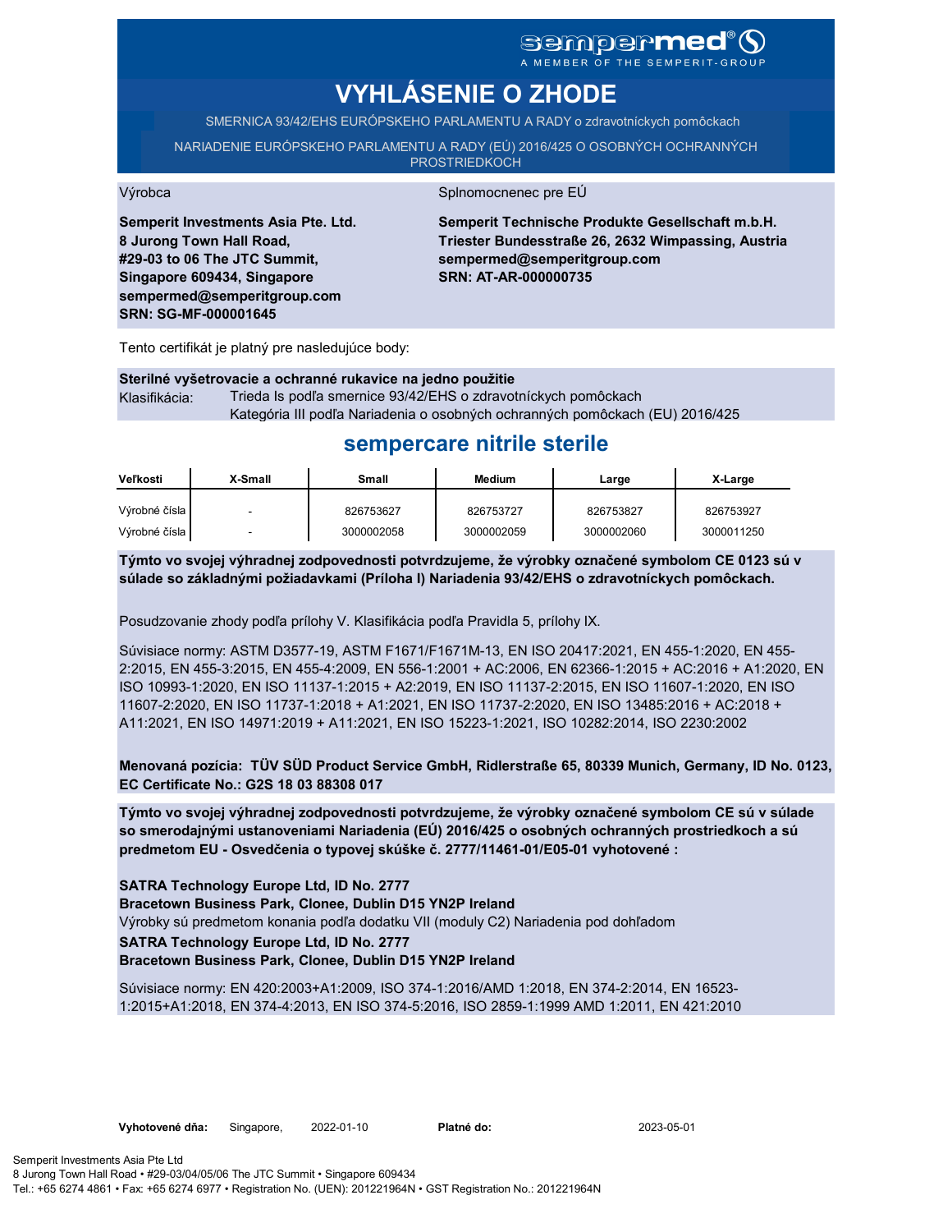sempermed®
A MEMBER OF THE SEMPERIT-GROUP

# VYHLÁSENIE O ZHODE

SMERNICA 93/42/EHS EURÓPSKEHO PARLAMENTU A RADY o zdravotníckych pomôckach

NARIADENIE EURÓPSKEHO PARLAMENTU A RADY (EÚ) 2016/425 O OSOBNÝCH OCHRANNÝCH PROSTRIEDKOCH

Výrobca

**Semperit Investments Asia Pte. Ltd.**
**8 Jurong Town Hall Road,**
**#29-03 to 06 The JTC Summit,**
**Singapore 609434, Singapore**
**sempermed@semperitgroup.com**
**SRN: SG-MF-000001645**

Splnomocnenec pre EÚ

**Semperit Technische Produkte Gesellschaft m.b.H.**
**Triester Bundesstraße 26, 2632 Wimpassing, Austria**
**sempermed@semperitgroup.com**
**SRN: AT-AR-000000735**

Tento certifikát je platný pre nasledujúce body:

**Sterilné vyšetrovacie a ochranné rukavice na jedno použitie**
Klasifikácia: Trieda Is podľa smernice 93/42/EHS o zdravotníckych pomôckach
Kategória III podľa Nariadenia o osobných ochranných pomôckach (EU) 2016/425

## sempercare nitrile sterile

| Veľkosti | X-Small | Small | Medium | Large | X-Large |
|---|---|---|---|---|---|
| Výrobné čísla | - | 826753627 | 826753727 | 826753827 | 826753927 |
| Výrobné čísla | - | 3000002058 | 3000002059 | 3000002060 | 3000011250 |

**Týmto vo svojej výhradnej zodpovednosti potvrdzujeme, že výrobky označené symbolom CE 0123 sú v súlade so základnými požiadavkami (Príloha I) Nariadenia 93/42/EHS o zdravotníckych pomôckach.**

Posudzovanie zhody podľa prílohy V. Klasifikácia podľa Pravidla 5, prílohy IX.

Súvisiace normy: ASTM D3577-19, ASTM F1671/F1671M-13, EN ISO 20417:2021, EN 455-1:2020, EN 455-2:2015, EN 455-3:2015, EN 455-4:2009, EN 556-1:2001 + AC:2006, EN 62366-1:2015 + AC:2016 + A1:2020, EN ISO 10993-1:2020, EN ISO 11137-1:2015 + A2:2019, EN ISO 11137-2:2015, EN ISO 11607-1:2020, EN ISO 11607-2:2020, EN ISO 11737-1:2018 + A1:2021, EN ISO 11737-2:2020, EN ISO 13485:2016 + AC:2018 + A11:2021, EN ISO 14971:2019 + A11:2021, EN ISO 15223-1:2021, ISO 10282:2014, ISO 2230:2002

**Menovaná pozícia: TÜV SÜD Product Service GmbH, Ridlerstraße 65, 80339 Munich, Germany, ID No. 0123, EC Certificate No.: G2S 18 03 88308 017**

**Týmto vo svojej výhradnej zodpovednosti potvrdzujeme, že výrobky označené symbolom CE sú v súlade so smerodajnými ustanoveniami Nariadenia (EÚ) 2016/425 o osobných ochranných prostriedkoch a sú predmetom EU - Osvedčenia o typovej skúške č. 2777/11461-01/E05-01 vyhotovené :**

**SATRA Technology Europe Ltd, ID No. 2777**
**Bracetown Business Park, Clonee, Dublin D15 YN2P Ireland**
Výrobky sú predmetom konania podľa dodatku VII (moduly C2) Nariadenia pod dohľadom
**SATRA Technology Europe Ltd, ID No. 2777**
**Bracetown Business Park, Clonee, Dublin D15 YN2P Ireland**

Súvisiace normy: EN 420:2003+A1:2009, ISO 374-1:2016/AMD 1:2018, EN 374-2:2014, EN 16523-1:2015+A1:2018, EN 374-4:2013, EN ISO 374-5:2016, ISO 2859-1:1999 AMD 1:2011, EN 421:2010

**Vyhotovené dňa:** Singapore, 2022-01-10 **Platné do:** 2023-05-01

Semperit Investments Asia Pte Ltd
8 Jurong Town Hall Road • #29-03/04/05/06 The JTC Summit • Singapore 609434
Tel.: +65 6274 4861 • Fax: +65 6274 6977 • Registration No. (UEN): 201221964N • GST Registration No.: 201221964N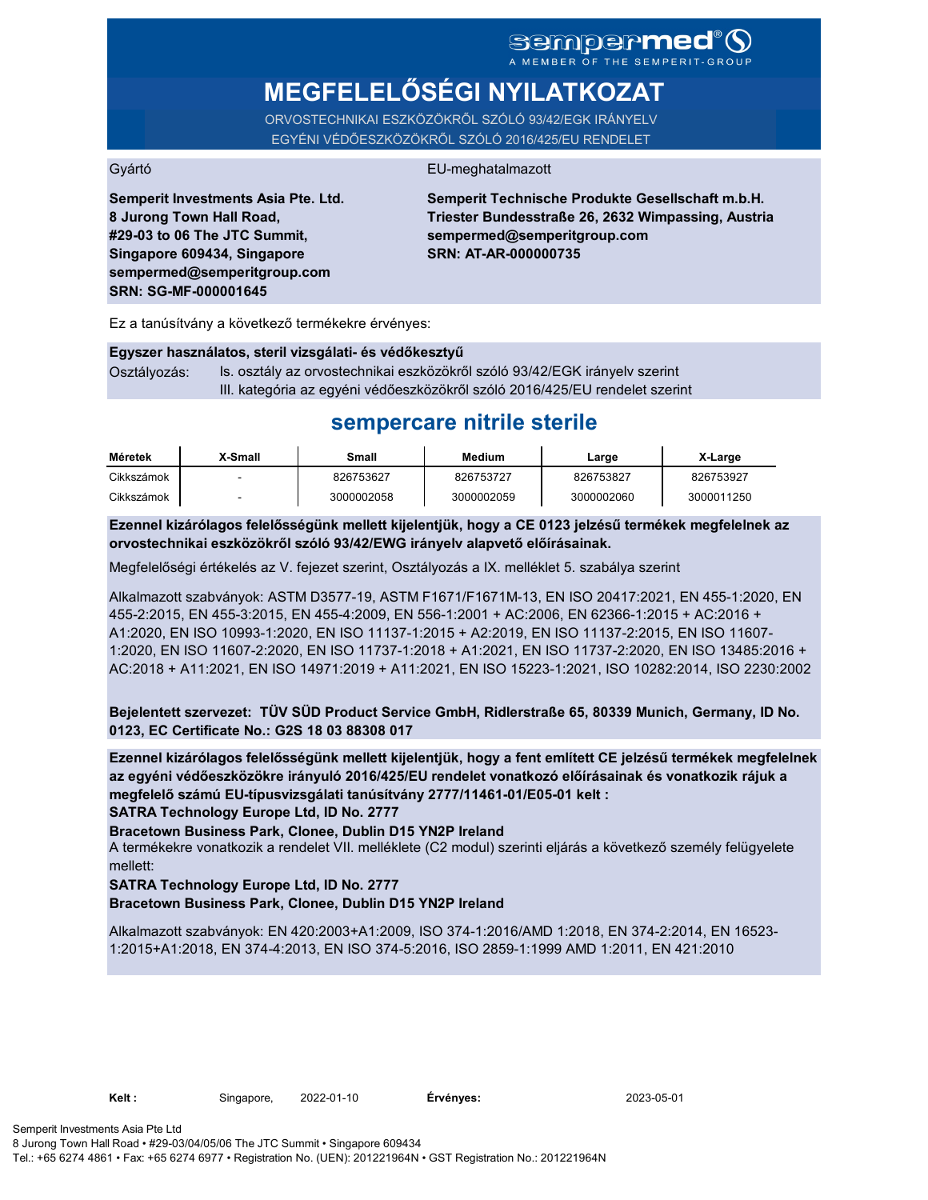sempermed®
A MEMBER OF THE SEMPERIT-GROUP

# MEGFELELŐSÉGI NYILATKOZAT

ORVOSTECHNIKAI ESZKÖZÖKRŐL SZÓLÓ 93/42/EGK IRÁNYELV
EGYÉNI VÉDŐESZKÖZÖKRŐL SZÓLÓ 2016/425/EU RENDELET

Gyártó

**Semperit Investments Asia Pte. Ltd.**
**8 Jurong Town Hall Road,**
**#29-03 to 06 The JTC Summit,**
**Singapore 609434, Singapore**
**sempermed@semperitgroup.com**
**SRN: SG-MF-000001645**

EU-meghatalmazott

**Semperit Technische Produkte Gesellschaft m.b.H.**
**Triester Bundesstraße 26, 2632 Wimpassing, Austria**
**sempermed@semperitgroup.com**
**SRN: AT-AR-000000735**

Ez a tanúsítvány a következő termékekre érvényes:

**Egyszer használatos, steril vizsgálati- és védőkesztyű**

Osztályozás: Is. osztály az orvostechnikai eszközökről szóló 93/42/EGK irányelv szerint
III. kategória az egyéni védőeszközökről szóló 2016/425/EU rendelet szerint

## sempercare nitrile sterile

| Méretek | X-Small | Small | Medium | Large | X-Large |
|---|---|---|---|---|---|
| Cikkszámok | - | 826753627 | 826753727 | 826753827 | 826753927 |
| Cikkszámok | - | 3000002058 | 3000002059 | 3000002060 | 3000011250 |

**Ezennel kizárólagos felelősségünk mellett kijelentjük, hogy a CE 0123 jelzésű termékek megfelelnek az orvostechnikai eszközökről szóló 93/42/EWG irányelv alapvető előírásainak.**

Megfelelőségi értékelés az V. fejezet szerint, Osztályozás a IX. melléklet 5. szabálya szerint

Alkalmazott szabványok: ASTM D3577-19, ASTM F1671/F1671M-13, EN ISO 20417:2021, EN 455-1:2020, EN 455-2:2015, EN 455-3:2015, EN 455-4:2009, EN 556-1:2001 + AC:2006, EN 62366-1:2015 + AC:2016 + A1:2020, EN ISO 10993-1:2020, EN ISO 11137-1:2015 + A2:2019, EN ISO 11137-2:2015, EN ISO 11607-1:2020, EN ISO 11607-2:2020, EN ISO 11737-1:2018 + A1:2021, EN ISO 11737-2:2020, EN ISO 13485:2016 + AC:2018 + A11:2021, EN ISO 14971:2019 + A11:2021, EN ISO 15223-1:2021, ISO 10282:2014, ISO 2230:2002

**Bejelentett szervezet: TÜV SÜD Product Service GmbH, Ridlerstraße 65, 80339 Munich, Germany, ID No. 0123, EC Certificate No.: G2S 18 03 88308 017**

**Ezennel kizárólagos felelősségünk mellett kijelentjük, hogy a fent említett CE jelzésű termékek megfelelnek az egyéni védőeszközökre irányuló 2016/425/EU rendelet vonatkozó előírásainak és vonatkozik rájuk a megfelelő számú EU-típusvizsgálati tanúsítvány 2777/11461-01/E05-01 kelt :**
**SATRA Technology Europe Ltd, ID No. 2777**
**Bracetown Business Park, Clonee, Dublin D15 YN2P Ireland**
A termékekre vonatkozik a rendelet VII. melléklete (C2 modul) szerinti eljárás a következő személy felügyelete mellett:
**SATRA Technology Europe Ltd, ID No. 2777**
**Bracetown Business Park, Clonee, Dublin D15 YN2P Ireland**

Alkalmazott szabványok: EN 420:2003+A1:2009, ISO 374-1:2016/AMD 1:2018, EN 374-2:2014, EN 16523-1:2015+A1:2018, EN 374-4:2013, EN ISO 374-5:2016, ISO 2859-1:1999 AMD 1:2011, EN 421:2010

**Kelt :** Singapore, 2022-01-10 **Érvényes:** 2023-05-01

Semperit Investments Asia Pte Ltd
8 Jurong Town Hall Road • #29-03/04/05/06 The JTC Summit • Singapore 609434
Tel.: +65 6274 4861 • Fax: +65 6274 6977 • Registration No. (UEN): 201221964N • GST Registration No.: 201221964N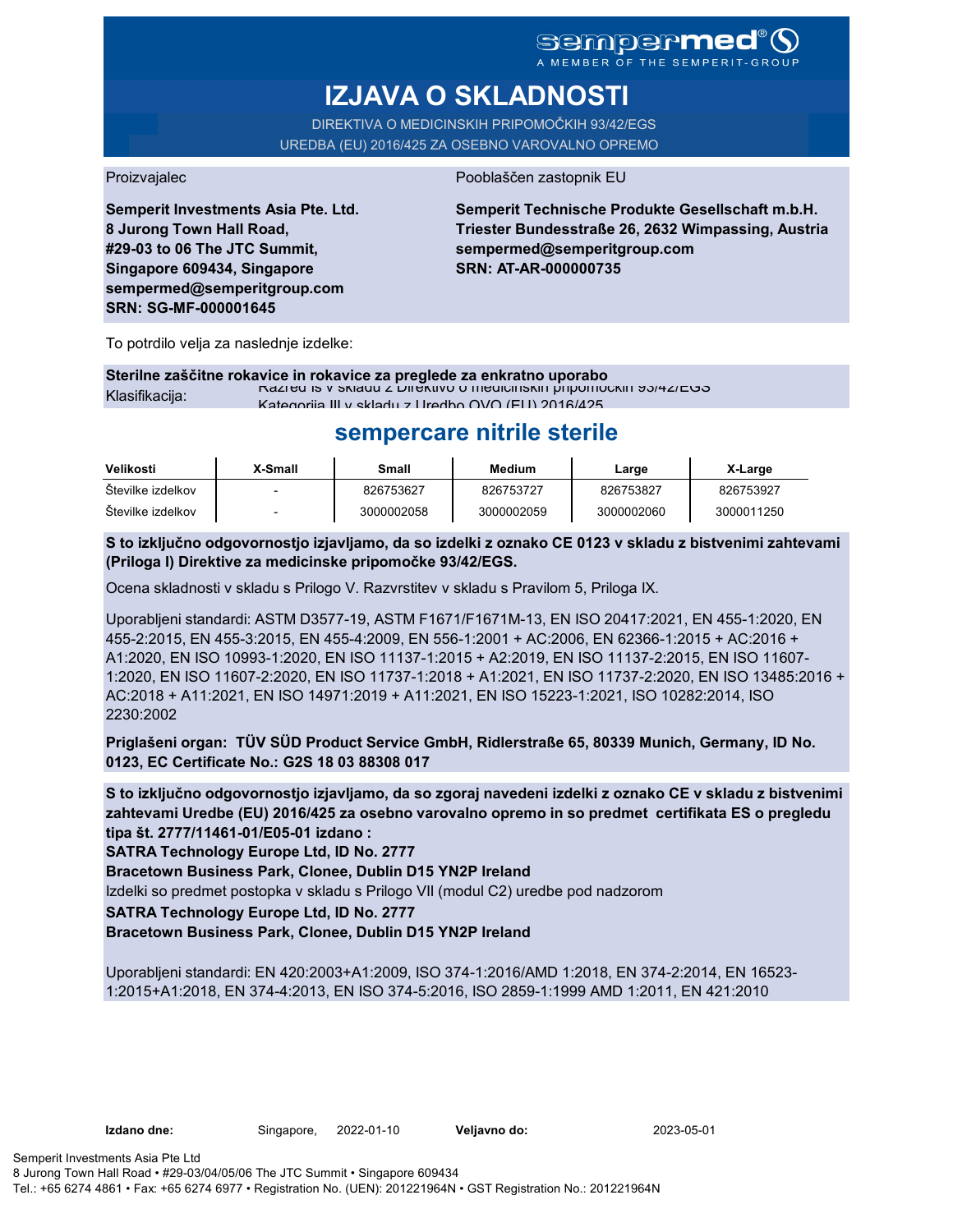sempermed®
A MEMBER OF THE SEMPERIT-GROUP

# IZJAVA O SKLADNOSTI

DIREKTIVA O MEDICINSKIH PRIPOMOČKIH 93/42/EGS
UREDBA (EU) 2016/425 ZA OSEBNO VAROVALNO OPREMO

Proizvajalec

**Semperit Investments Asia Pte. Ltd.**
**8 Jurong Town Hall Road,**
**#29-03 to 06 The JTC Summit,**
**Singapore 609434, Singapore**
**sempermed@semperitgroup.com**
**SRN: SG-MF-000001645**

Pooblaščen zastopnik EU

**Semperit Technische Produkte Gesellschaft m.b.H.**
**Triester Bundesstraße 26, 2632 Wimpassing, Austria**
**sempermed@semperitgroup.com**
**SRN: AT-AR-000000735**

To potrdilo velja za naslednje izdelke:

**Sterilne zaščitne rokavice in rokavice za preglede za enkratno uporabo**

Klasifikacija: Razred Is v skladu z Direktivo o medicinskih pripomočkih 93/42/EGS
Kategorija III v skladu z Uredbo OVO (EU) 2016/425

## sempercare nitrile sterile

| Velikosti | X-Small | Small | Medium | Large | X-Large |
|---|---|---|---|---|---|
| Številke izdelkov | - | 826753627 | 826753727 | 826753827 | 826753927 |
| Številke izdelkov | - | 3000002058 | 3000002059 | 3000002060 | 3000011250 |

**S to izključno odgovornostjo izjavljamo, da so izdelki z oznako CE 0123 v skladu z bistvenimi zahtevami (Priloga I) Direktive za medicinske pripomočke 93/42/EGS.**

Ocena skladnosti v skladu s Prilogo V. Razvrstitev v skladu s Pravilom 5, Priloga IX.

Uporabljeni standardi: ASTM D3577-19, ASTM F1671/F1671M-13, EN ISO 20417:2021, EN 455-1:2020, EN 455-2:2015, EN 455-3:2015, EN 455-4:2009, EN 556-1:2001 + AC:2006, EN 62366-1:2015 + AC:2016 + A1:2020, EN ISO 10993-1:2020, EN ISO 11137-1:2015 + A2:2019, EN ISO 11137-2:2015, EN ISO 11607-1:2020, EN ISO 11607-2:2020, EN ISO 11737-1:2018 + A1:2021, EN ISO 11737-2:2020, EN ISO 13485:2016 + AC:2018 + A11:2021, EN ISO 14971:2019 + A11:2021, EN ISO 15223-1:2021, ISO 10282:2014, ISO 2230:2002

**Priglašeni organ: TÜV SÜD Product Service GmbH, Ridlerstraße 65, 80339 Munich, Germany, ID No. 0123, EC Certificate No.: G2S 18 03 88308 017**

**S to izključno odgovornostjo izjavljamo, da so zgoraj navedeni izdelki z oznako CE v skladu z bistvenimi zahtevami Uredbe (EU) 2016/425 za osebno varovalno opremo in so predmet certifikata ES o pregledu tipa št. 2777/11461-01/E05-01 izdano :**
**SATRA Technology Europe Ltd, ID No. 2777**
**Bracetown Business Park, Clonee, Dublin D15 YN2P Ireland**
Izdelki so predmet postopka v skladu s Prilogo VII (modul C2) uredbe pod nadzorom
**SATRA Technology Europe Ltd, ID No. 2777**
**Bracetown Business Park, Clonee, Dublin D15 YN2P Ireland**

Uporabljeni standardi: EN 420:2003+A1:2009, ISO 374-1:2016/AMD 1:2018, EN 374-2:2014, EN 16523-1:2015+A1:2018, EN 374-4:2013, EN ISO 374-5:2016, ISO 2859-1:1999 AMD 1:2011, EN 421:2010

**Izdano dne:** Singapore, 2022-01-10 **Veljavno do:** 2023-05-01

Semperit Investments Asia Pte Ltd
8 Jurong Town Hall Road • #29-03/04/05/06 The JTC Summit • Singapore 609434
Tel.: +65 6274 4861 • Fax: +65 6274 6977 • Registration No. (UEN): 201221964N • GST Registration No.: 201221964N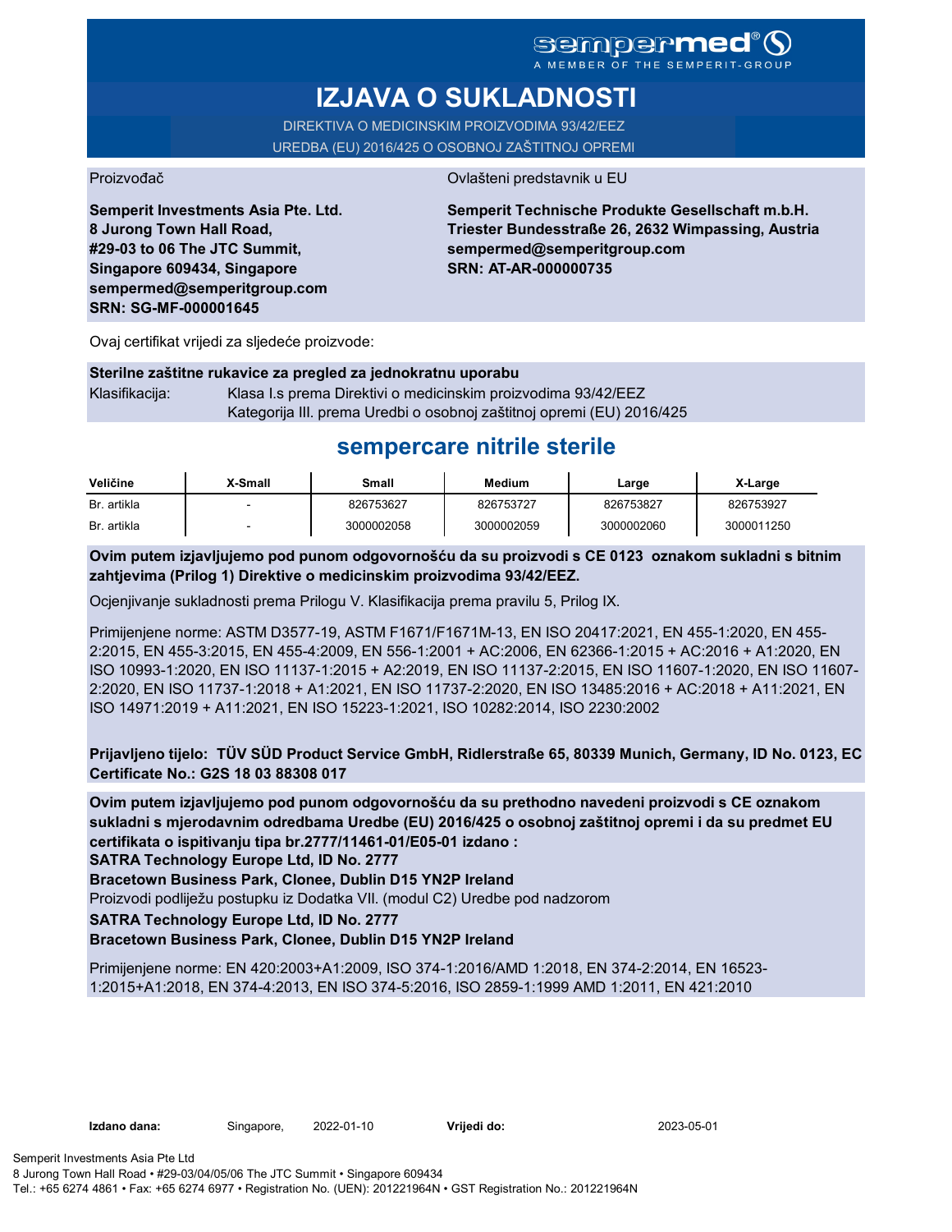sempermed®
A MEMBER OF THE SEMPERIT-GROUP

# IZJAVA O SUKLADNOSTI

DIREKTIVA O MEDICINSKIM PROIZVODIMA 93/42/EEZ
UREDBA (EU) 2016/425 O OSOBNOJ ZAŠTITNOJ OPREMI

Proizvođač

**Semperit Investments Asia Pte. Ltd.**
**8 Jurong Town Hall Road,**
**#29-03 to 06 The JTC Summit,**
**Singapore 609434, Singapore**
**sempermed@semperitgroup.com**
**SRN: SG-MF-000001645**

Ovlašteni predstavnik u EU

**Semperit Technische Produkte Gesellschaft m.b.H.**
**Triester Bundesstraße 26, 2632 Wimpassing, Austria**
**sempermed@semperitgroup.com**
**SRN: AT-AR-000000735**

Ovaj certifikat vrijedi za sljedeće proizvode:

**Sterilne zaštitne rukavice za pregled za jednokratnu uporabu**

Klasifikacija: Klasa I.s prema Direktivi o medicinskim proizvodima 93/42/EEZ
Kategorija III. prema Uredbi o osobnoj zaštitnoj opremi (EU) 2016/425

## sempercare nitrile sterile

| Veličine | X-Small | Small | Medium | Large | X-Large |
|---|---|---|---|---|---|
| Br. artikla | - | 826753627 | 826753727 | 826753827 | 826753927 |
| Br. artikla | - | 3000002058 | 3000002059 | 3000002060 | 3000011250 |

**Ovim putem izjavljujemo pod punom odgovornošću da su proizvodi s CE 0123 oznakom sukladni s bitnim zahtjevima (Prilog 1) Direktive o medicinskim proizvodima 93/42/EEZ.**

Ocjenjivanje sukladnosti prema Prilogu V. Klasifikacija prema pravilu 5, Prilog IX.

Primijenjene norme: ASTM D3577-19, ASTM F1671/F1671M-13, EN ISO 20417:2021, EN 455-1:2020, EN 455-2:2015, EN 455-3:2015, EN 455-4:2009, EN 556-1:2001 + AC:2006, EN 62366-1:2015 + AC:2016 + A1:2020, EN ISO 10993-1:2020, EN ISO 11137-1:2015 + A2:2019, EN ISO 11137-2:2015, EN ISO 11607-1:2020, EN ISO 11607-2:2020, EN ISO 11737-1:2018 + A1:2021, EN ISO 11737-2:2020, EN ISO 13485:2016 + AC:2018 + A11:2021, EN ISO 14971:2019 + A11:2021, EN ISO 15223-1:2021, ISO 10282:2014, ISO 2230:2002

**Prijavljeno tijelo: TÜV SÜD Product Service GmbH, Ridlerstraße 65, 80339 Munich, Germany, ID No. 0123, EC Certificate No.: G2S 18 03 88308 017**

**Ovim putem izjavljujemo pod punom odgovornošću da su prethodno navedeni proizvodi s CE oznakom sukladni s mjerodavnim odredbama Uredbe (EU) 2016/425 o osobnoj zaštitnoj opremi i da su predmet EU certifikata o ispitivanju tipa br.2777/11461-01/E05-01 izdano :**
**SATRA Technology Europe Ltd, ID No. 2777**
**Bracetown Business Park, Clonee, Dublin D15 YN2P Ireland**
Proizvodi podliježu postupku iz Dodatka VII. (modul C2) Uredbe pod nadzorom
**SATRA Technology Europe Ltd, ID No. 2777**
**Bracetown Business Park, Clonee, Dublin D15 YN2P Ireland**

Primijenjene norme: EN 420:2003+A1:2009, ISO 374-1:2016/AMD 1:2018, EN 374-2:2014, EN 16523-1:2015+A1:2018, EN 374-4:2013, EN ISO 374-5:2016, ISO 2859-1:1999 AMD 1:2011, EN 421:2010

**Izdano dana:** Singapore, 2022-01-10 **Vrijedi do:** 2023-05-01

Semperit Investments Asia Pte Ltd
8 Jurong Town Hall Road • #29-03/04/05/06 The JTC Summit • Singapore 609434
Tel.: +65 6274 4861 • Fax: +65 6274 6977 • Registration No. (UEN): 201221964N • GST Registration No.: 201221964N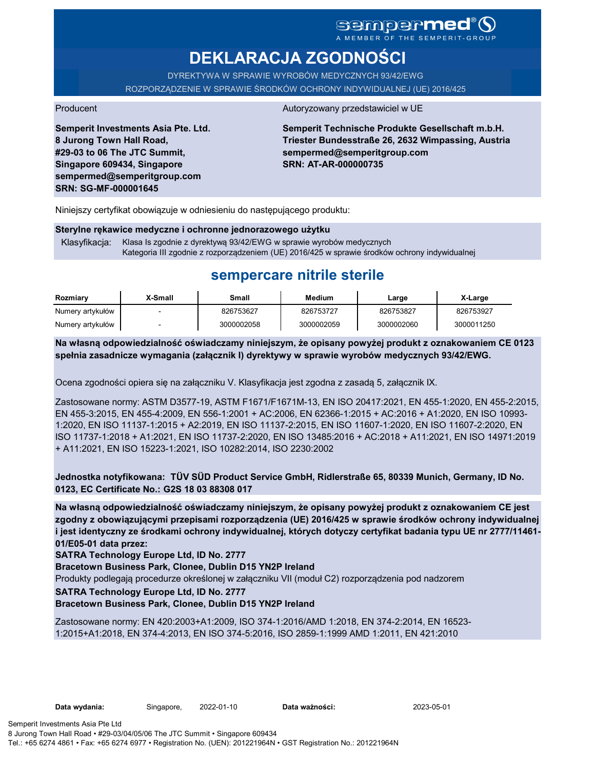sempermed®
A MEMBER OF THE SEMPERIT-GROUP

# DEKLARACJA ZGODNOŚCI

DYREKTYWA W SPRAWIE WYROBÓW MEDYCZNYCH 93/42/EWG

ROZPORZĄDZENIE W SPRAWIE ŚRODKÓW OCHRONY INDYWIDUALNEJ (UE) 2016/425

Producent

**Semperit Investments Asia Pte. Ltd.**
**8 Jurong Town Hall Road,**
**#29-03 to 06 The JTC Summit,**
**Singapore 609434, Singapore**
**sempermed@semperitgroup.com**
**SRN: SG-MF-000001645**

Autoryzowany przedstawiciel w UE

**Semperit Technische Produkte Gesellschaft m.b.H.**
**Triester Bundesstraße 26, 2632 Wimpassing, Austria**
**sempermed@semperitgroup.com**
**SRN: AT-AR-000000735**

Niniejszy certyfikat obowiązuje w odniesieniu do następującego produktu:

**Sterylne rękawice medyczne i ochronne jednorazowego użytku**

Klasyfikacja: Klasa Is zgodnie z dyrektywą 93/42/EWG w sprawie wyrobów medycznych
Kategoria III zgodnie z rozporządzeniem (UE) 2016/425 w sprawie środków ochrony indywidualnej

## sempercare nitrile sterile

| Rozmiary | X-Small | Small | Medium | Large | X-Large |
|---|---|---|---|---|---|
| Numery artykułów | - | 826753627 | 826753727 | 826753827 | 826753927 |
| Numery artykułów | - | 3000002058 | 3000002059 | 3000002060 | 3000011250 |

**Na własną odpowiedzialność oświadczamy niniejszym, że opisany powyżej produkt z oznakowaniem CE 0123 spełnia zasadnicze wymagania (załącznik I) dyrektywy w sprawie wyrobów medycznych 93/42/EWG.**

Ocena zgodności opiera się na załączniku V. Klasyfikacja jest zgodna z zasadą 5, załącznik IX.

Zastosowane normy: ASTM D3577-19, ASTM F1671/F1671M-13, EN ISO 20417:2021, EN 455-1:2020, EN 455-2:2015, EN 455-3:2015, EN 455-4:2009, EN 556-1:2001 + AC:2006, EN 62366-1:2015 + AC:2016 + A1:2020, EN ISO 10993-1:2020, EN ISO 11137-1:2015 + A2:2019, EN ISO 11137-2:2015, EN ISO 11607-1:2020, EN ISO 11607-2:2020, EN ISO 11737-1:2018 + A1:2021, EN ISO 11737-2:2020, EN ISO 13485:2016 + AC:2018 + A11:2021, EN ISO 14971:2019 + A11:2021, EN ISO 15223-1:2021, ISO 10282:2014, ISO 2230:2002

**Jednostka notyfikowana: TÜV SÜD Product Service GmbH, Ridlerstraße 65, 80339 Munich, Germany, ID No. 0123, EC Certificate No.: G2S 18 03 88308 017**

**Na własną odpowiedzialność oświadczamy niniejszym, że opisany powyżej produkt z oznakowaniem CE jest zgodny z obowiązującymi przepisami rozporządzenia (UE) 2016/425 w sprawie środków ochrony indywidualnej i jest identyczny ze środkami ochrony indywidualnej, których dotyczy certyfikat badania typu UE nr 2777/11461-01/E05-01 data przez:**
**SATRA Technology Europe Ltd, ID No. 2777**
**Bracetown Business Park, Clonee, Dublin D15 YN2P Ireland**
Produkty podlegają procedurze określonej w załączniku VII (moduł C2) rozporządzenia pod nadzorem
**SATRA Technology Europe Ltd, ID No. 2777**
**Bracetown Business Park, Clonee, Dublin D15 YN2P Ireland**

Zastosowane normy: EN 420:2003+A1:2009, ISO 374-1:2016/AMD 1:2018, EN 374-2:2014, EN 16523-1:2015+A1:2018, EN 374-4:2013, EN ISO 374-5:2016, ISO 2859-1:1999 AMD 1:2011, EN 421:2010

**Data wydania:** Singapore, 2022-01-10 **Data ważności:** 2023-05-01

Semperit Investments Asia Pte Ltd
8 Jurong Town Hall Road • #29-03/04/05/06 The JTC Summit • Singapore 609434
Tel.: +65 6274 4861 • Fax: +65 6274 6977 • Registration No. (UEN): 201221964N • GST Registration No.: 201221964N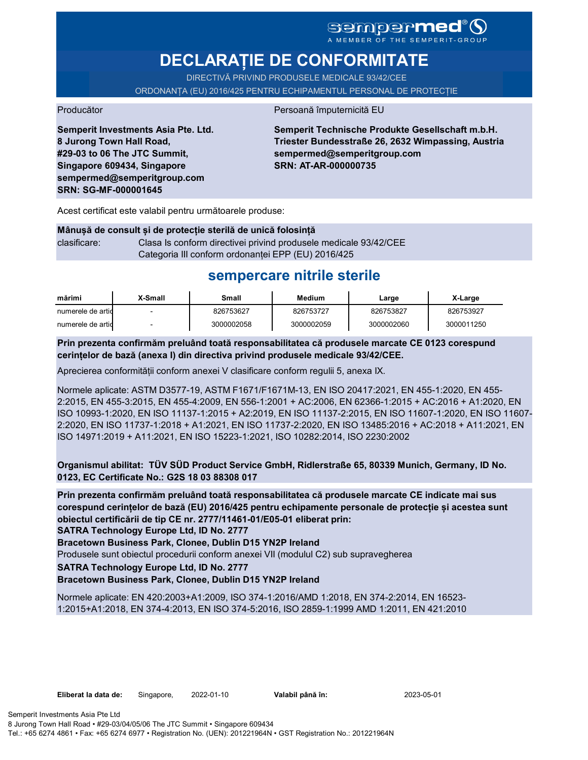sempermed®
A MEMBER OF THE SEMPERIT-GROUP

# DECLARAȚIE DE CONFORMITATE

DIRECTIVĂ PRIVIND PRODUSELE MEDICALE 93/42/CEE

ORDONANȚA (EU) 2016/425 PENTRU ECHIPAMENTUL PERSONAL DE PROTECȚIE

Producător

**Semperit Investments Asia Pte. Ltd.**
**8 Jurong Town Hall Road,**
**#29-03 to 06 The JTC Summit,**
**Singapore 609434, Singapore**
**sempermed@semperitgroup.com**
**SRN: SG-MF-000001645**

Persoană împuternicită EU

**Semperit Technische Produkte Gesellschaft m.b.H.**
**Triester Bundesstraße 26, 2632 Wimpassing, Austria**
**sempermed@semperitgroup.com**
**SRN: AT-AR-000000735**

Acest certificat este valabil pentru următoarele produse:

**Mânușă de consult și de protecție sterilă de unică folosință**

clasificare: Clasa Is conform directivei privind produsele medicale 93/42/CEE
Categoria III conform ordonanței EPP (EU) 2016/425

## sempercare nitrile sterile

| mărimi | X-Small | Small | Medium | Large | X-Large |
|---|---|---|---|---|---|
| numerele de artic | - | 826753627 | 826753727 | 826753827 | 826753927 |
| numerele de artic | - | 3000002058 | 3000002059 | 3000002060 | 3000011250 |

**Prin prezenta confirmăm preluând toată responsabilitatea că produsele marcate CE 0123 corespund cerințelor de bază (anexa I) din directiva privind produsele medicale 93/42/CEE.**

Aprecierea conformității conform anexei V clasificare conform regulii 5, anexa IX.

Normele aplicate: ASTM D3577-19, ASTM F1671/F1671M-13, EN ISO 20417:2021, EN 455-1:2020, EN 455-2:2015, EN 455-3:2015, EN 455-4:2009, EN 556-1:2001 + AC:2006, EN 62366-1:2015 + AC:2016 + A1:2020, EN ISO 10993-1:2020, EN ISO 11137-1:2015 + A2:2019, EN ISO 11137-2:2015, EN ISO 11607-1:2020, EN ISO 11607-2:2020, EN ISO 11737-1:2018 + A1:2021, EN ISO 11737-2:2020, EN ISO 13485:2016 + AC:2018 + A11:2021, EN ISO 14971:2019 + A11:2021, EN ISO 15223-1:2021, ISO 10282:2014, ISO 2230:2002

**Organismul abilitat: TÜV SÜD Product Service GmbH, Ridlerstraße 65, 80339 Munich, Germany, ID No. 0123, EC Certificate No.: G2S 18 03 88308 017**

**Prin prezenta confirmăm preluând toată responsabilitatea că produsele marcate CE indicate mai sus corespund cerințelor de bază (EU) 2016/425 pentru echipamente personale de protecție și acestea sunt obiectul certificării de tip CE nr. 2777/11461-01/E05-01 eliberat prin:**
**SATRA Technology Europe Ltd, ID No. 2777**
**Bracetown Business Park, Clonee, Dublin D15 YN2P Ireland**

Produsele sunt obiectul procedurii conform anexei VII (modulul C2) sub supravegherea

**SATRA Technology Europe Ltd, ID No. 2777**
**Bracetown Business Park, Clonee, Dublin D15 YN2P Ireland**

Normele aplicate: EN 420:2003+A1:2009, ISO 374-1:2016/AMD 1:2018, EN 374-2:2014, EN 16523-1:2015+A1:2018, EN 374-4:2013, EN ISO 374-5:2016, ISO 2859-1:1999 AMD 1:2011, EN 421:2010

**Eliberat la data de:** Singapore, 2022-01-10 **Valabil până în:** 2023-05-01

Semperit Investments Asia Pte Ltd
8 Jurong Town Hall Road • #29-03/04/05/06 The JTC Summit • Singapore 609434
Tel.: +65 6274 4861 • Fax: +65 6274 6977 • Registration No. (UEN): 201221964N • GST Registration No.: 201221964N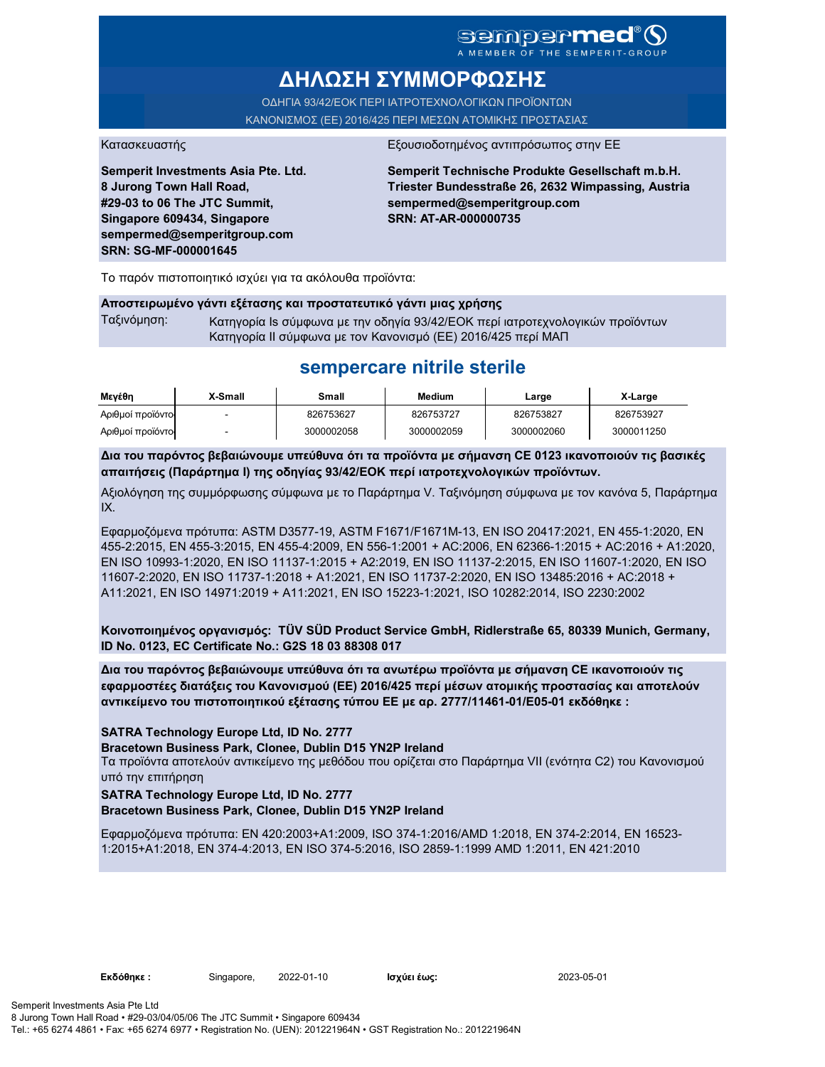sempermed®
A MEMBER OF THE SEMPERIT-GROUP

# ΔΗΛΩΣΗ ΣΥΜΜΟΡΦΩΣΗΣ

ΟΔΗΓΙΑ 93/42/ΕΟΚ ΠΕΡΙ ΙΑΤΡΟΤΕΧΝΟΛΟΓΙΚΩΝ ΠΡΟΪΟΝΤΩΝ
ΚΑΝΟΝΙΣΜΟΣ (ΕΕ) 2016/425 ΠΕΡΙ ΜΕΣΩΝ ΑΤΟΜΙΚΗΣ ΠΡΟΣΤΑΣΙΑΣ

Κατασκευαστής

**Semperit Investments Asia Pte. Ltd.**
**8 Jurong Town Hall Road,**
**#29-03 to 06 The JTC Summit,**
**Singapore 609434, Singapore**
**sempermed@semperitgroup.com**
**SRN: SG-MF-000001645**

Εξουσιοδοτημένος αντιπρόσωπος στην ΕΕ

**Semperit Technische Produkte Gesellschaft m.b.H.**
**Triester Bundesstraße 26, 2632 Wimpassing, Austria**
**sempermed@semperitgroup.com**
**SRN: AT-AR-000000735**

Το παρόν πιστοποιητικό ισχύει για τα ακόλουθα προϊόντα:

**Αποστειρωμένο γάντι εξέτασης και προστατευτικό γάντι μιας χρήσης**

Ταξινόμηση: Κατηγορία Is σύμφωνα με την οδηγία 93/42/ΕΟΚ περί ιατροτεχνολογικών προϊόντων
Κατηγορία II σύμφωνα με τον Κανονισμό (ΕΕ) 2016/425 περί ΜΑΠ

## sempercare nitrile sterile

| Μεγέθη | X-Small | Small | Medium | Large | X-Large |
|---|---|---|---|---|---|
| Αριθμοί προϊόντο | - | 826753627 | 826753727 | 826753827 | 826753927 |
| Αριθμοί προϊόντο | - | 3000002058 | 3000002059 | 3000002060 | 3000011250 |

**Δια του παρόντος βεβαιώνουμε υπεύθυνα ότι τα προϊόντα με σήμανση CE 0123 ικανοποιούν τις βασικές απαιτήσεις (Παράρτημα I) της οδηγίας 93/42/ΕΟΚ περί ιατροτεχνολογικών προϊόντων.**

Αξιολόγηση της συμμόρφωσης σύμφωνα με το Παράρτημα V. Ταξινόμηση σύμφωνα με τον κανόνα 5, Παράρτημα IX.

Εφαρμοζόμενα πρότυπα: ASTM D3577-19, ASTM F1671/F1671M-13, EN ISO 20417:2021, EN 455-1:2020, EN 455-2:2015, EN 455-3:2015, EN 455-4:2009, EN 556-1:2001 + AC:2006, EN 62366-1:2015 + AC:2016 + A1:2020, EN ISO 10993-1:2020, EN ISO 11137-1:2015 + A2:2019, EN ISO 11137-2:2015, EN ISO 11607-1:2020, EN ISO 11607-2:2020, EN ISO 11737-1:2018 + A1:2021, EN ISO 11737-2:2020, EN ISO 13485:2016 + AC:2018 + A11:2021, EN ISO 14971:2019 + A11:2021, EN ISO 15223-1:2021, ISO 10282:2014, ISO 2230:2002

**Κοινοποιημένος οργανισμός: TÜV SÜD Product Service GmbH, Ridlerstraße 65, 80339 Munich, Germany, ID No. 0123, EC Certificate No.: G2S 18 03 88308 017**

**Δια του παρόντος βεβαιώνουμε υπεύθυνα ότι τα ανωτέρω προϊόντα με σήμανση CE ικανοποιούν τις εφαρμοστέες διατάξεις του Κανονισμού (ΕΕ) 2016/425 περί μέσων ατομικής προστασίας και αποτελούν αντικείμενο του πιστοποιητικού εξέτασης τύπου ΕΕ με αρ. 2777/11461-01/E05-01 εκδόθηκε :**

**SATRA Technology Europe Ltd, ID No. 2777**
**Bracetown Business Park, Clonee, Dublin D15 YN2P Ireland**
Τα προϊόντα αποτελούν αντικείμενο της μεθόδου που ορίζεται στο Παράρτημα VII (ενότητα C2) του Κανονισμού υπό την επιτήρηση
**SATRA Technology Europe Ltd, ID No. 2777**
**Bracetown Business Park, Clonee, Dublin D15 YN2P Ireland**

Εφαρμοζόμενα πρότυπα: EN 420:2003+A1:2009, ISO 374-1:2016/AMD 1:2018, EN 374-2:2014, EN 16523-1:2015+A1:2018, EN 374-4:2013, EN ISO 374-5:2016, ISO 2859-1:1999 AMD 1:2011, EN 421:2010

**Εκδόθηκε :** Singapore, 2022-01-10 **Ισχύει έως:** 2023-05-01

Semperit Investments Asia Pte Ltd
8 Jurong Town Hall Road • #29-03/04/05/06 The JTC Summit • Singapore 609434
Tel.: +65 6274 4861 • Fax: +65 6274 6977 • Registration No. (UEN): 201221964N • GST Registration No.: 201221964N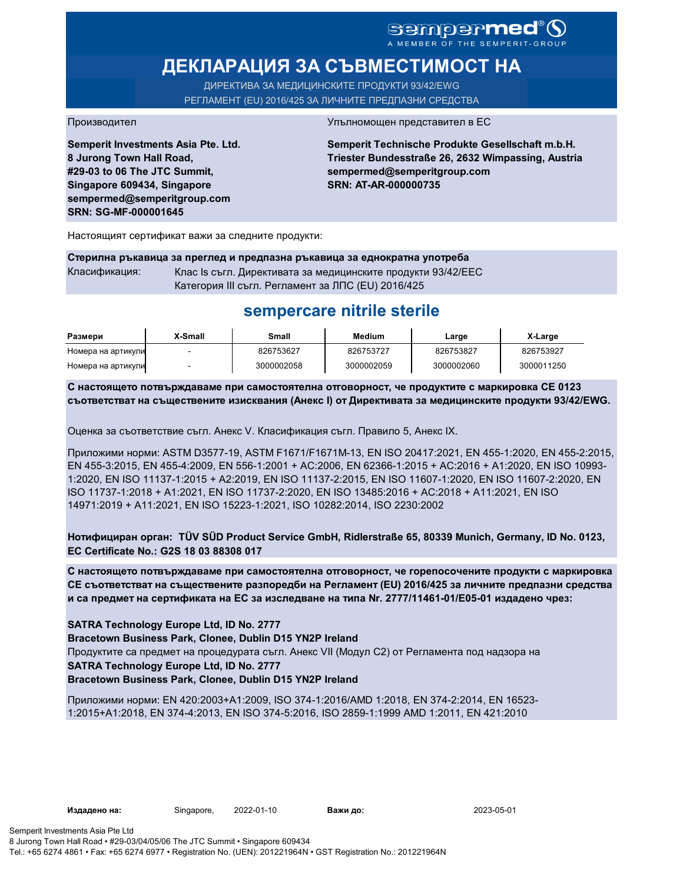sempermed®
A MEMBER OF THE SEMPERIT-GROUP

# ДЕКЛАРАЦИЯ ЗА СЪВМЕСТИМОСТ НА

ДИРЕКТИВА ЗА МЕДИЦИНСКИТЕ ПРОДУКТИ 93/42/EWG
РЕГЛАМЕНТ (EU) 2016/425 ЗА ЛИЧНИТЕ ПРЕДПАЗНИ СРЕДСТВА

Производител

**Semperit Investments Asia Pte. Ltd.**
**8 Jurong Town Hall Road,**
**#29-03 to 06 The JTC Summit,**
**Singapore 609434, Singapore**
**sempermed@semperitgroup.com**
**SRN: SG-MF-000001645**

Упълномощен представител в ЕС

**Semperit Technische Produkte Gesellschaft m.b.H.**
**Triester Bundesstraße 26, 2632 Wimpassing, Austria**
**sempermed@semperitgroup.com**
**SRN: AT-AR-000000735**

Настоящият сертификат важи за следните продукти:

**Стерилна ръкавица за преглед и предпазна ръкавица за еднократна употреба**

Класификация: Клас Is съгл. Директивата за медицинските продукти 93/42/EEC
Категория III съгл. Регламент за ЛПС (EU) 2016/425

## sempercare nitrile sterile

| Размери | X-Small | Small | Medium | Large | X-Large |
|---|---|---|---|---|---|
| Номера на артикули | - | 826753627 | 826753727 | 826753827 | 826753927 |
| Номера на артикули | - | 3000002058 | 3000002059 | 3000002060 | 3000011250 |

**С настоящето потвърждаваме при самостоятелна отговорност, че продуктите с маркировка CE 0123 съответстват на съществените изисквания (Анекс I) от Директивата за медицинските продукти 93/42/EWG.**

Оценка за съответствие съгл. Анекс V. Класификация съгл. Правило 5, Анекс IX.

Приложими норми: ASTM D3577-19, ASTM F1671/F1671M-13, EN ISO 20417:2021, EN 455-1:2020, EN 455-2:2015, EN 455-3:2015, EN 455-4:2009, EN 556-1:2001 + AC:2006, EN 62366-1:2015 + AC:2016 + A1:2020, EN ISO 10993-1:2020, EN ISO 11137-1:2015 + A2:2019, EN ISO 11137-2:2015, EN ISO 11607-1:2020, EN ISO 11607-2:2020, EN ISO 11737-1:2018 + A1:2021, EN ISO 11737-2:2020, EN ISO 13485:2016 + AC:2018 + A11:2021, EN ISO 14971:2019 + A11:2021, EN ISO 15223-1:2021, ISO 10282:2014, ISO 2230:2002

**Нотифициран орган: TÜV SÜD Product Service GmbH, Ridlerstraße 65, 80339 Munich, Germany, ID No. 0123, EC Certificate No.: G2S 18 03 88308 017**

**С настоящето потвърждаваме при самостоятелна отговорност, че горепосочените продукти с маркировка CE съответстват на съществените разпоредби на Регламент (EU) 2016/425 за личните предпазни средства и са предмет на сертификата на ЕС за изследване на типа Nr. 2777/11461-01/E05-01 издадено чрез:**

**SATRA Technology Europe Ltd, ID No. 2777**
**Bracetown Business Park, Clonee, Dublin D15 YN2P Ireland**
Продуктите са предмет на процедурата съгл. Анекс VII (Модул C2) от Регламента под надзора на
**SATRA Technology Europe Ltd, ID No. 2777**
**Bracetown Business Park, Clonee, Dublin D15 YN2P Ireland**

Приложими норми: EN 420:2003+A1:2009, ISO 374-1:2016/AMD 1:2018, EN 374-2:2014, EN 16523-1:2015+A1:2018, EN 374-4:2013, EN ISO 374-5:2016, ISO 2859-1:1999 AMD 1:2011, EN 421:2010

**Издадено на:** Singapore, 2022-01-10 **Важи до:** 2023-05-01

Semperit Investments Asia Pte Ltd
8 Jurong Town Hall Road • #29-03/04/05/06 The JTC Summit • Singapore 609434
Tel.: +65 6274 4861 • Fax: +65 6274 6977 • Registration No. (UEN): 201221964N • GST Registration No.: 201221964N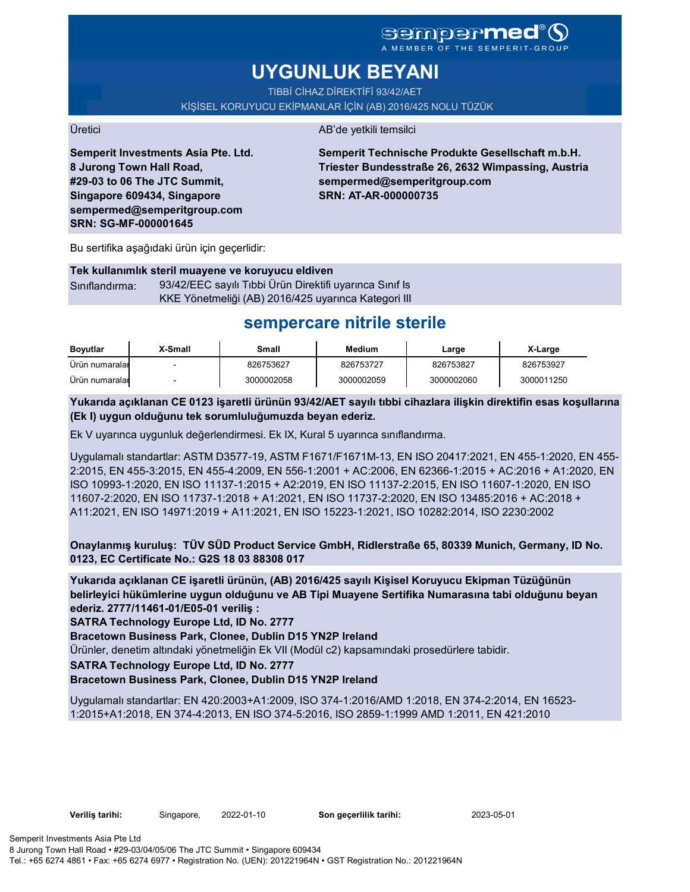sempermed®
A MEMBER OF THE SEMPERIT-GROUP

# UYGUNLUK BEYANI

TIBBİ CİHAZ DİREKTİFİ 93/42/AET

KİŞİSEL KORUYUCU EKİPMANLAR İÇİN (AB) 2016/425 NOLU TÜZÜK

Üretici

**Semperit Investments Asia Pte. Ltd.**
**8 Jurong Town Hall Road,**
**#29-03 to 06 The JTC Summit,**
**Singapore 609434, Singapore**
**sempermed@semperitgroup.com**
**SRN: SG-MF-000001645**

AB'de yetkili temsilci

**Semperit Technische Produkte Gesellschaft m.b.H.**
**Triester Bundesstraße 26, 2632 Wimpassing, Austria**
**sempermed@semperitgroup.com**
**SRN: AT-AR-000000735**

Bu sertifika aşağıdaki ürün için geçerlidir:

**Tek kullanımlık steril muayene ve koruyucu eldiven**

Sınıflandırma: 93/42/EEC sayılı Tıbbi Ürün Direktifi uyarınca Sınıf Is
KKE Yönetmeliği (AB) 2016/425 uyarınca Kategori III

## sempercare nitrile sterile

| Boyutlar | X-Small | Small | Medium | Large | X-Large |
|---|---|---|---|---|---|
| Ürün numaraları | - | 826753627 | 826753727 | 826753827 | 826753927 |
| Ürün numaraları | - | 3000002058 | 3000002059 | 3000002060 | 3000011250 |

**Yukarıda açıklanan CE 0123 işaretli ürünün 93/42/AET sayılı tıbbi cihazlara ilişkin direktifin esas koşullarına (Ek I) uygun olduğunu tek sorumluluğumuzda beyan ederiz.**

Ek V uyarınca uygunluk değerlendirmesi. Ek IX, Kural 5 uyarınca sınıflandırma.

Uygulamalı standartlar: ASTM D3577-19, ASTM F1671/F1671M-13, EN ISO 20417:2021, EN 455-1:2020, EN 455-2:2015, EN 455-3:2015, EN 455-4:2009, EN 556-1:2001 + AC:2006, EN 62366-1:2015 + AC:2016 + A1:2020, EN ISO 10993-1:2020, EN ISO 11137-1:2015 + A2:2019, EN ISO 11137-2:2015, EN ISO 11607-1:2020, EN ISO 11607-2:2020, EN ISO 11737-1:2018 + A1:2021, EN ISO 11737-2:2020, EN ISO 13485:2016 + AC:2018 + A11:2021, EN ISO 14971:2019 + A11:2021, EN ISO 15223-1:2021, ISO 10282:2014, ISO 2230:2002

**Onaylanmış kuruluş: TÜV SÜD Product Service GmbH, Ridlerstraße 65, 80339 Munich, Germany, ID No. 0123, EC Certificate No.: G2S 18 03 88308 017**

**Yukarıda açıklanan CE işaretli ürünün, (AB) 2016/425 sayılı Kişisel Koruyucu Ekipman Tüzüğünün belirleyici hükümlerine uygun olduğunu ve AB Tipi Muayene Sertifika Numarasına tabi olduğunu beyan ederiz. 2777/11461-01/E05-01 veriliş :**

**SATRA Technology Europe Ltd, ID No. 2777**

**Bracetown Business Park, Clonee, Dublin D15 YN2P Ireland**

Ürünler, denetim altındaki yönetmeliğin Ek VII (Modül c2) kapsamındaki prosedürlere tabidir.

**SATRA Technology Europe Ltd, ID No. 2777**

**Bracetown Business Park, Clonee, Dublin D15 YN2P Ireland**

Uygulamalı standartlar: EN 420:2003+A1:2009, ISO 374-1:2016/AMD 1:2018, EN 374-2:2014, EN 16523-1:2015+A1:2018, EN 374-4:2013, EN ISO 374-5:2016, ISO 2859-1:1999 AMD 1:2011, EN 421:2010

**Veriliş tarihi:** Singapore, 2022-01-10 **Son geçerlilik tarihi:** 2023-05-01

Semperit Investments Asia Pte Ltd
8 Jurong Town Hall Road • #29-03/04/05/06 The JTC Summit • Singapore 609434
Tel.: +65 6274 4861 • Fax: +65 6274 6977 • Registration No. (UEN): 201221964N • GST Registration No.: 201221964N